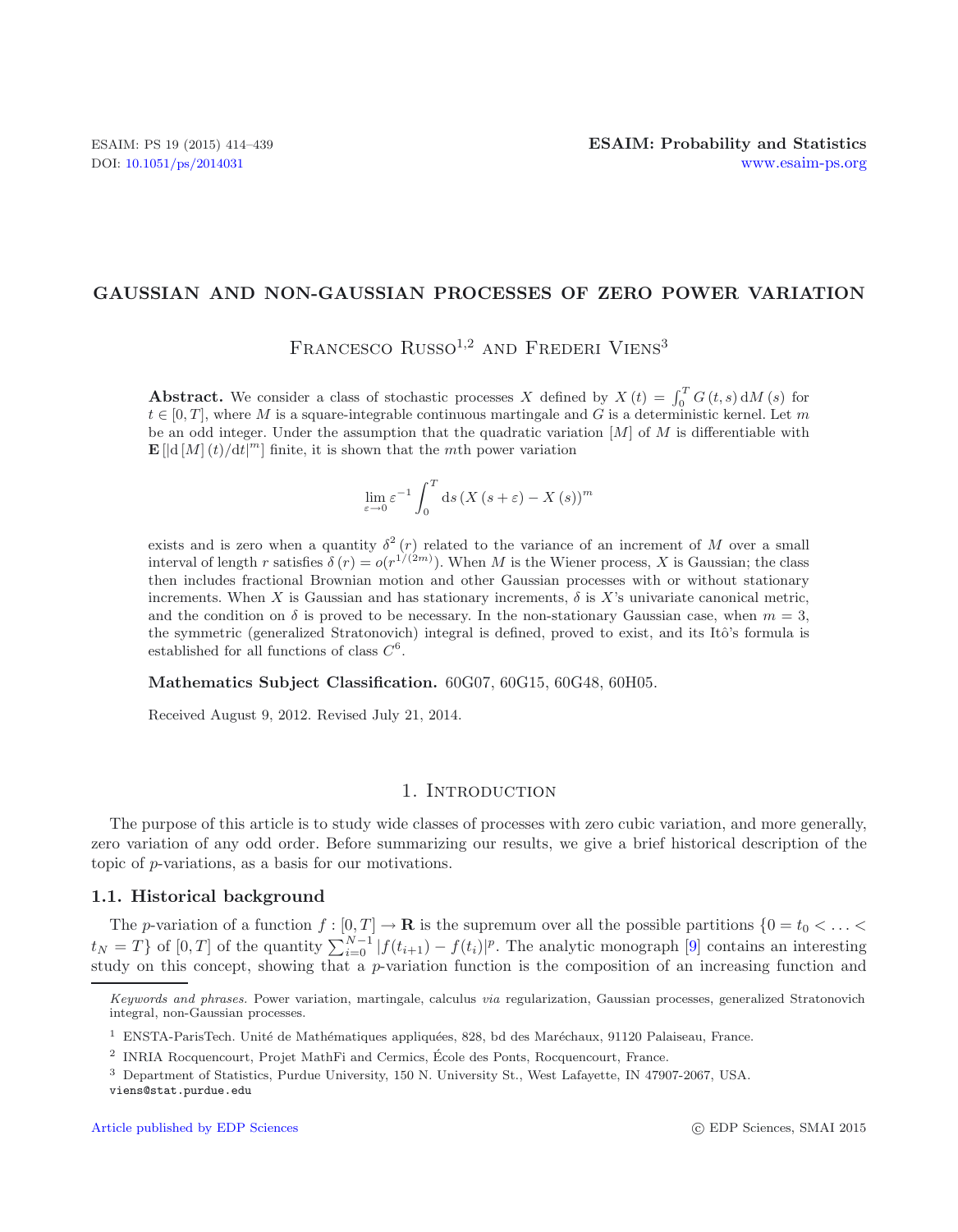# GAUSSIAN AND NON-GAUSSIAN PROCESSES OF ZERO POWER VARIATION

Francesco Russo[1,2] and Frederi Viens[3]

**Abstract.** We consider a class of stochastic processes $X$ defined by $X(t) = \int_0^T G(t,s)\,\mathrm{d}M(s)$ for $t \in [0,T]$, where $M$ is a square-integrable continuous martingale and $G$ is a deterministic kernel. Let $m$ be an odd integer. Under the assumption that the quadratic variation $[M]$ of $M$ is differentiable with $\mathbf{E}\left[|\mathrm{d}[M](t)/\mathrm{d}t|^m\right]$ finite, it is shown that the $m$th power variation

$$\lim_{\varepsilon \to 0} \varepsilon^{-1} \int_0^T \mathrm{d}s \left(X(s+\varepsilon) - X(s)\right)^m$$

exists and is zero when a quantity $\delta^2(r)$ related to the variance of an increment of $M$ over a small interval of length $r$ satisfies $\delta(r) = o(r^{1/(2m)})$. When $M$ is the Wiener process, $X$ is Gaussian; the class then includes fractional Brownian motion and other Gaussian processes with or without stationary increments. When $X$ is Gaussian and has stationary increments, $\delta$ is $X$'s univariate canonical metric, and the condition on $\delta$ is proved to be necessary. In the non-stationary Gaussian case, when $m = 3$, the symmetric (generalized Stratonovich) integral is defined, proved to exist, and its Itô's formula is established for all functions of class $C^6$.

**Mathematics Subject Classification.** 60G07, 60G15, 60G48, 60H05.

Received August 9, 2012. Revised July 21, 2014.

## 1. Introduction

The purpose of this article is to study wide classes of processes with zero cubic variation, and more generally, zero variation of any odd order. Before summarizing our results, we give a brief historical description of the topic of $p$-variations, as a basis for our motivations.

### 1.1. Historical background

The $p$-variation of a function $f : [0,T] \to \mathbf{R}$ is the supremum over all the possible partitions $\{0 = t_0 < \ldots < t_N = T\}$ of $[0,T]$ of the quantity $\sum_{i=0}^{N-1} |f(t_{i+1}) - f(t_i)|^p$. The analytic monograph [9] contains an interesting study on this concept, showing that a $p$-variation function is the composition of an increasing function and

---

*Keywords and phrases.* Power variation, martingale, calculus *via* regularization, Gaussian processes, generalized Stratonovich integral, non-Gaussian processes.

[1] ENSTA-ParisTech. Unité de Mathématiques appliquées, 828, bd des Maréchaux, 91120 Palaiseau, France.

[2] INRIA Rocquencourt, Projet MathFi and Cermics, École des Ponts, Rocquencourt, France.

[3] Department of Statistics, Purdue University, 150 N. University St., West Lafayette, IN 47907-2067, USA. viens@stat.purdue.edu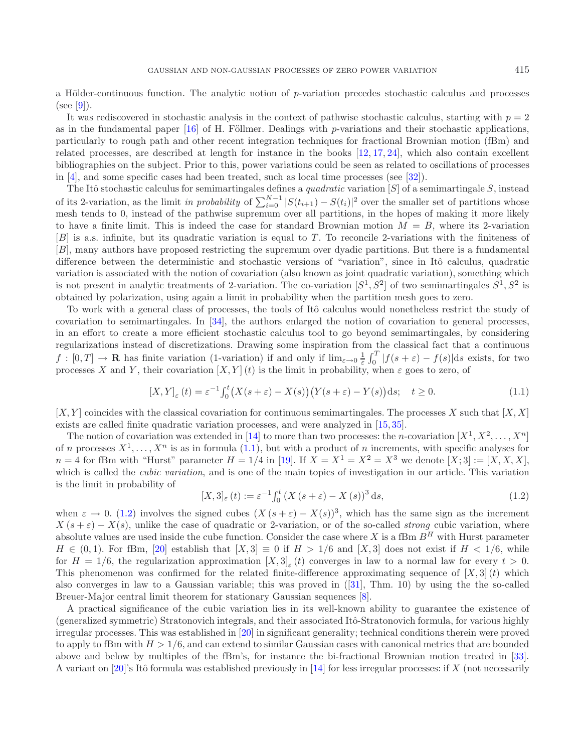a Hölder-continuous function. The analytic notion of $p$-variation precedes stochastic calculus and processes (see [9]).

It was rediscovered in stochastic analysis in the context of pathwise stochastic calculus, starting with $p = 2$ as in the fundamental paper [16] of H. Föllmer. Dealings with $p$-variations and their stochastic applications, particularly to rough path and other recent integration techniques for fractional Brownian motion (fBm) and related processes, are described at length for instance in the books [12, 17, 24], which also contain excellent bibliographies on the subject. Prior to this, power variations could be seen as related to oscillations of processes in [4], and some specific cases had been treated, such as local time processes (see [32]).

The Itô stochastic calculus for semimartingales defines a *quadratic* variation $[S]$ of a semimartingale $S$, instead of its 2-variation, as the limit *in probability* of $\sum_{i=0}^{N-1} |S(t_{i+1}) - S(t_i)|^2$ over the smaller set of partitions whose mesh tends to 0, instead of the pathwise supremum over all partitions, in the hopes of making it more likely to have a finite limit. This is indeed the case for standard Brownian motion $M = B$, where its 2-variation $[B]$ is a.s. infinite, but its quadratic variation is equal to $T$. To reconcile 2-variations with the finiteness of $[B]$, many authors have proposed restricting the supremum over dyadic partitions. But there is a fundamental difference between the deterministic and stochastic versions of "variation", since in Itô calculus, quadratic variation is associated with the notion of covariation (also known as joint quadratic variation), something which is not present in analytic treatments of 2-variation. The co-variation $[S^1, S^2]$ of two semimartingales $S^1, S^2$ is obtained by polarization, using again a limit in probability when the partition mesh goes to zero.

To work with a general class of processes, the tools of Itô calculus would nonetheless restrict the study of covariation to semimartingales. In [34], the authors enlarged the notion of covariation to general processes, in an effort to create a more efficient stochastic calculus tool to go beyond semimartingales, by considering regularizations instead of discretizations. Drawing some inspiration from the classical fact that a continuous $f : [0, T] \to \mathbf{R}$ has finite variation (1-variation) if and only if $\lim_{\varepsilon\to 0} \frac{1}{\varepsilon} \int_0^T |f(s + \varepsilon) - f(s)|\mathrm{d}s$ exists, for two processes $X$ and $Y$, their covariation $[X, Y](t)$ is the limit in probability, when $\varepsilon$ goes to zero, of

$$[X, Y]_\varepsilon (t) = \varepsilon^{-1} \int_0^t \big(X(s + \varepsilon) - X(s)\big)\big(Y(s + \varepsilon) - Y(s)\big)\mathrm{d}s; \quad t \geq 0. \tag{1.1}$$

$[X, Y]$ coincides with the classical covariation for continuous semimartingales. The processes $X$ such that $[X, X]$ exists are called finite quadratic variation processes, and were analyzed in [15, 35].

The notion of covariation was extended in [14] to more than two processes: the $n$-covariation $[X^1, X^2, \ldots, X^n]$ of $n$ processes $X^1, \ldots, X^n$ is as in formula (1.1), but with a product of $n$ increments, with specific analyses for $n = 4$ for fBm with "Hurst" parameter $H = 1/4$ in [19]. If $X = X^1 = X^2 = X^3$ we denote $[X; 3] := [X, X, X]$, which is called the *cubic variation*, and is one of the main topics of investigation in our article. This variation is the limit in probability of

$$[X, 3]_\varepsilon (t) := \varepsilon^{-1} \int_0^t \left(X\left(s + \varepsilon\right) - X\left(s\right)\right)^3 \mathrm{d}s, \tag{1.2}$$

when $\varepsilon \to 0$. (1.2) involves the signed cubes $(X(s + \varepsilon) - X(s))^3$, which has the same sign as the increment $X(s + \varepsilon) - X(s)$, unlike the case of quadratic or 2-variation, or of the so-called *strong* cubic variation, where absolute values are used inside the cube function. Consider the case where $X$ is a fBm $B^H$ with Hurst parameter $H \in (0, 1)$. For fBm, [20] establish that $[X, 3] \equiv 0$ if $H > 1/6$ and $[X, 3]$ does not exist if $H < 1/6$, while for $H = 1/6$, the regularization approximation $[X, 3]_\varepsilon (t)$ converges in law to a normal law for every $t > 0$. This phenomenon was confirmed for the related finite-difference approximating sequence of $[X, 3](t)$ which also converges in law to a Gaussian variable; this was proved in ([31], Thm. 10) by using the the so-called Breuer-Major central limit theorem for stationary Gaussian sequences [8].

A practical significance of the cubic variation lies in its well-known ability to guarantee the existence of (generalized symmetric) Stratonovich integrals, and their associated Itô-Stratonovich formula, for various highly irregular processes. This was established in [20] in significant generality; technical conditions therein were proved to apply to fBm with $H > 1/6$, and can extend to similar Gaussian cases with canonical metrics that are bounded above and below by multiples of the fBm's, for instance the bi-fractional Brownian motion treated in [33]. A variant on [20]'s Itô formula was established previously in [14] for less irregular processes: if $X$ (not necessarily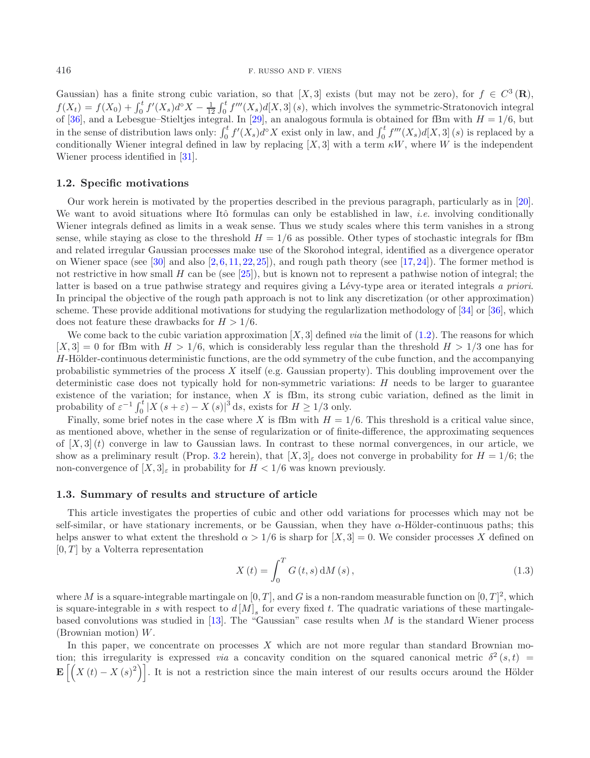Gaussian) has a finite strong cubic variation, so that $[X, 3]$ exists (but may not be zero), for $f \in C^3(\mathbf{R})$, $f(X_t) = f(X_0) + \int_0^t f'(X_s) d^\circ X - \frac{1}{12}\int_0^t f'''(X_s) d[X,3](s)$, which involves the symmetric-Stratonovich integral of [36], and a Lebesgue–Stieltjes integral. In [29], an analogous formula is obtained for fBm with $H = 1/6$, but in the sense of distribution laws only: $\int_0^t f'(X_s) d^\circ X$ exist only in law, and $\int_0^t f'''(X_s) d[X,3](s)$ is replaced by a conditionally Wiener integral defined in law by replacing $[X, 3]$ with a term $\kappa W$, where $W$ is the independent Wiener process identified in [31].

### 1.2. Specific motivations

Our work herein is motivated by the properties described in the previous paragraph, particularly as in [20]. We want to avoid situations where Itô formulas can only be established in law, *i.e.* involving conditionally Wiener integrals defined as limits in a weak sense. Thus we study scales where this term vanishes in a strong sense, while staying as close to the threshold $H = 1/6$ as possible. Other types of stochastic integrals for fBm and related irregular Gaussian processes make use of the Skorohod integral, identified as a divergence operator on Wiener space (see [30] and also [2, 6, 11, 22, 25]), and rough path theory (see [17, 24]). The former method is not restrictive in how small $H$ can be (see [25]), but is known not to represent a pathwise notion of integral; the latter is based on a true pathwise strategy and requires giving a Lévy-type area or iterated integrals *a priori*. In principal the objective of the rough path approach is not to link any discretization (or other approximation) scheme. These provide additional motivations for studying the regularlization methodology of [34] or [36], which does not feature these drawbacks for $H > 1/6$.

We come back to the cubic variation approximation $[X, 3]$ defined *via* the limit of (1.2). The reasons for which $[X, 3] = 0$ for fBm with $H > 1/6$, which is considerably less regular than the threshold $H > 1/3$ one has for $H$-Hölder-continuous deterministic functions, are the odd symmetry of the cube function, and the accompanying probabilistic symmetries of the process $X$ itself (e.g. Gaussian property). This doubling improvement over the deterministic case does not typically hold for non-symmetric variations: $H$ needs to be larger to guarantee existence of the variation; for instance, when $X$ is fBm, its strong cubic variation, defined as the limit in probability of $\varepsilon^{-1}\int_0^t |X(s+\varepsilon) - X(s)|^3 \,\mathrm{d}s$, exists for $H \geq 1/3$ only.

Finally, some brief notes in the case where $X$ is fBm with $H = 1/6$. This threshold is a critical value since, as mentioned above, whether in the sense of regularization or of finite-difference, the approximating sequences of $[X, 3](t)$ converge in law to Gaussian laws. In contrast to these normal convergences, in our article, we show as a preliminary result (Prop. 3.2 herein), that $[X, 3]_\varepsilon$ does not converge in probability for $H = 1/6$; the non-convergence of $[X, 3]_\varepsilon$ in probability for $H < 1/6$ was known previously.

### 1.3. Summary of results and structure of article

This article investigates the properties of cubic and other odd variations for processes which may not be self-similar, or have stationary increments, or be Gaussian, when they have $\alpha$-Hölder-continuous paths; this helps answer to what extent the threshold $\alpha > 1/6$ is sharp for $[X, 3] = 0$. We consider processes $X$ defined on $[0, T]$ by a Volterra representation

$$X(t) = \int_0^T G(t, s)\,\mathrm{d}M(s), \tag{1.3}$$

where $M$ is a square-integrable martingale on $[0, T]$, and $G$ is a non-random measurable function on $[0, T]^2$, which is square-integrable in $s$ with respect to $d[M]_s$ for every fixed $t$. The quadratic variations of these martingale-based convolutions was studied in [13]. The "Gaussian" case results when $M$ is the standard Wiener process (Brownian motion) $W$.

In this paper, we concentrate on processes $X$ which are not more regular than standard Brownian motion; this irregularity is expressed *via* a concavity condition on the squared canonical metric $\delta^2(s,t) = \mathbf{E}\left[\left(X(t) - X(s)^2\right)\right]$. It is not a restriction since the main interest of our results occurs around the Hölder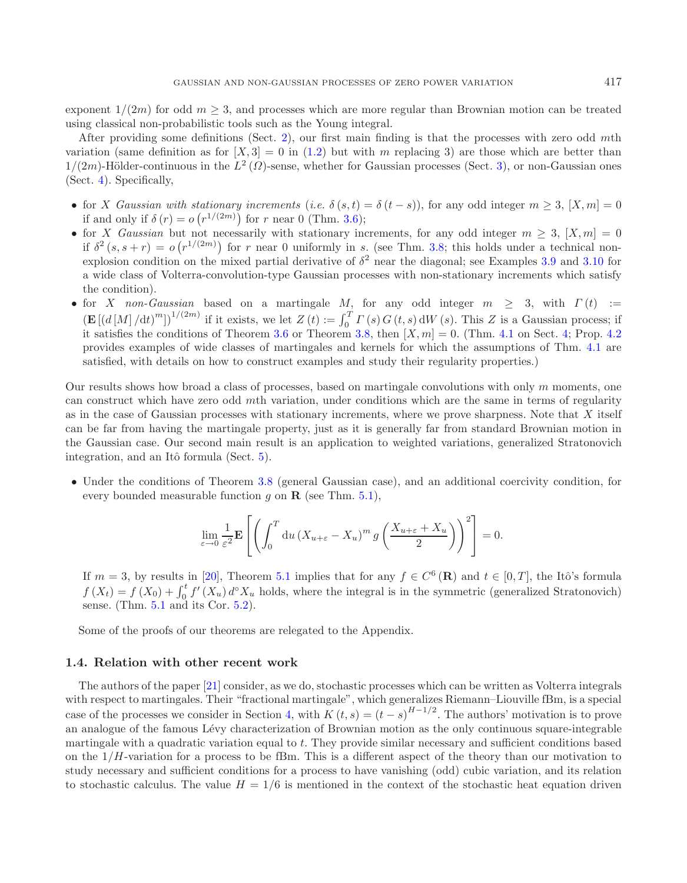exponent $1/(2m)$ for odd $m \geq 3$, and processes which are more regular than Brownian motion can be treated using classical non-probabilistic tools such as the Young integral.

After providing some definitions (Sect. 2), our first main finding is that the processes with zero odd $m$th variation (same definition as for $[X,3] = 0$ in (1.2) but with $m$ replacing 3) are those which are better than $1/(2m)$-Hölder-continuous in the $L^2(\Omega)$-sense, whether for Gaussian processes (Sect. 3), or non-Gaussian ones (Sect. 4). Specifically,

- for $X$ *Gaussian with stationary increments* (*i.e.* $\delta(s,t) = \delta(t-s)$), for any odd integer $m \geq 3$, $[X,m] = 0$ if and only if $\delta(r) = o\left(r^{1/(2m)}\right)$ for $r$ near 0 (Thm. 3.6);
- for $X$ *Gaussian* but not necessarily with stationary increments, for any odd integer $m \geq 3$, $[X,m] = 0$ if $\delta^2(s,s+r) = o\left(r^{1/(2m)}\right)$ for $r$ near 0 uniformly in $s$. (see Thm. 3.8; this holds under a technical non-explosion condition on the mixed partial derivative of $\delta^2$ near the diagonal; see Examples 3.9 and 3.10 for a wide class of Volterra-convolution-type Gaussian processes with non-stationary increments which satisfy the condition).
- for $X$ *non-Gaussian* based on a martingale $M$, for any odd integer $m \geq 3$, with $\Gamma(t) := \left(\mathbf{E}\left[(d[M]/\mathrm{d}t)^m\right]\right)^{1/(2m)}$ if it exists, we let $Z(t) := \int_0^T \Gamma(s)\, G(t,s)\, \mathrm{d}W(s)$. This $Z$ is a Gaussian process; if it satisfies the conditions of Theorem 3.6 or Theorem 3.8, then $[X,m] = 0$. (Thm. 4.1 on Sect. 4; Prop. 4.2 provides examples of wide classes of martingales and kernels for which the assumptions of Thm. 4.1 are satisfied, with details on how to construct examples and study their regularity properties.)

Our results shows how broad a class of processes, based on martingale convolutions with only $m$ moments, one can construct which have zero odd $m$th variation, under conditions which are the same in terms of regularity as in the case of Gaussian processes with stationary increments, where we prove sharpness. Note that $X$ itself can be far from having the martingale property, just as it is generally far from standard Brownian motion in the Gaussian case. Our second main result is an application to weighted variations, generalized Stratonovich integration, and an Itô formula (Sect. 5).

- Under the conditions of Theorem 3.8 (general Gaussian case), and an additional coercivity condition, for every bounded measurable function $g$ on $\mathbf{R}$ (see Thm. 5.1),

$$\lim_{\varepsilon \to 0} \frac{1}{\varepsilon^2} \mathbf{E}\left[\left(\int_0^T \mathrm{d}u\, (X_{u+\varepsilon} - X_u)^m\, g\left(\frac{X_{u+\varepsilon} + X_u}{2}\right)\right)^2\right] = 0.$$

If $m = 3$, by results in [20], Theorem 5.1 implies that for any $f \in C^6(\mathbf{R})$ and $t \in [0,T]$, the Itô's formula $f(X_t) = f(X_0) + \int_0^t f'(X_u)\, d^{\circ}X_u$ holds, where the integral is in the symmetric (generalized Stratonovich) sense. (Thm. 5.1 and its Cor. 5.2).

Some of the proofs of our theorems are relegated to the Appendix.

### 1.4. Relation with other recent work

The authors of the paper [21] consider, as we do, stochastic processes which can be written as Volterra integrals with respect to martingales. Their "fractional martingale", which generalizes Riemann–Liouville fBm, is a special case of the processes we consider in Section 4, with $K(t,s) = (t-s)^{H-1/2}$. The authors' motivation is to prove an analogue of the famous Lévy characterization of Brownian motion as the only continuous square-integrable martingale with a quadratic variation equal to $t$. They provide similar necessary and sufficient conditions based on the $1/H$-variation for a process to be fBm. This is a different aspect of the theory than our motivation to study necessary and sufficient conditions for a process to have vanishing (odd) cubic variation, and its relation to stochastic calculus. The value $H = 1/6$ is mentioned in the context of the stochastic heat equation driven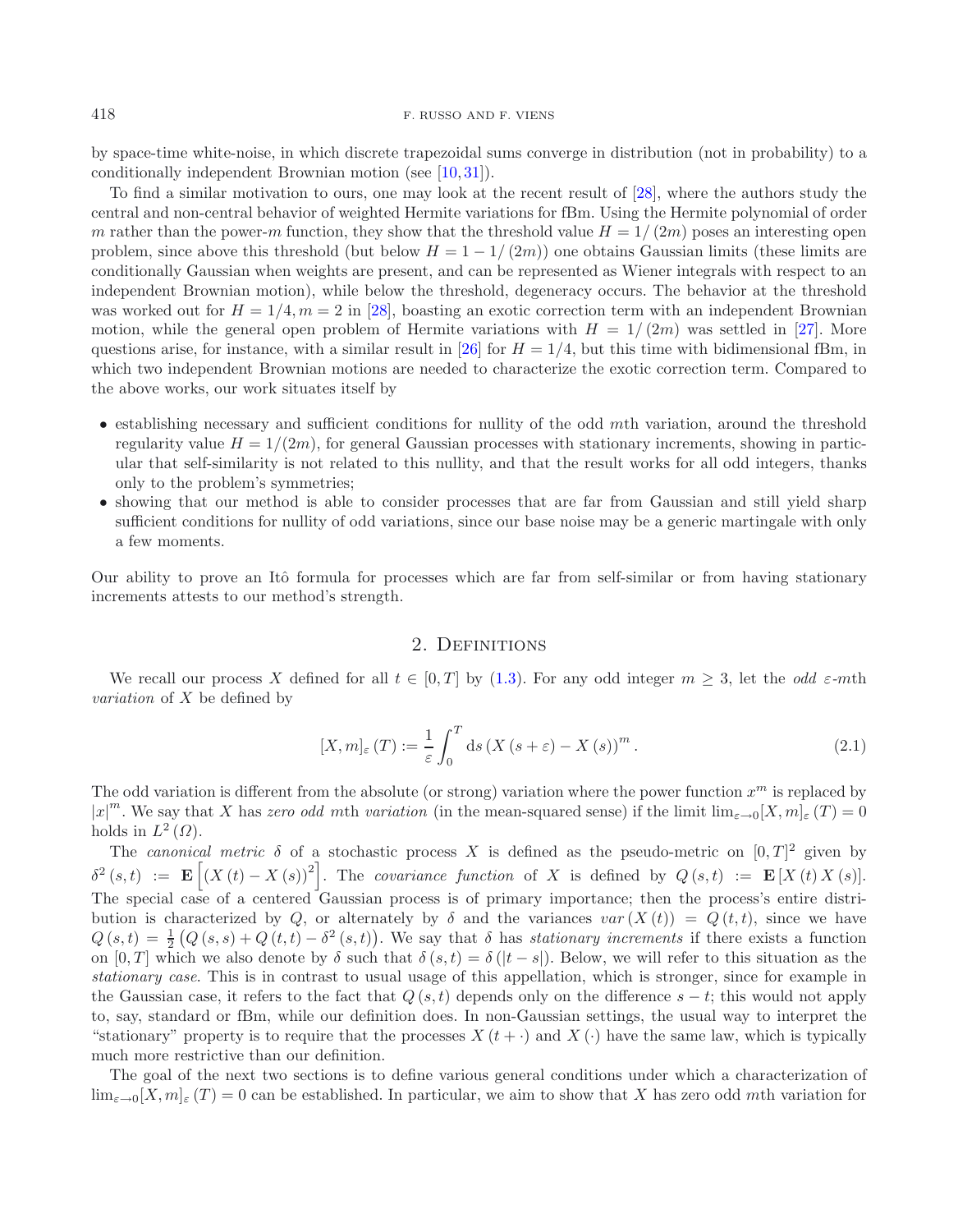by space-time white-noise, in which discrete trapezoidal sums converge in distribution (not in probability) to a conditionally independent Brownian motion (see [10, 31]).

To find a similar motivation to ours, one may look at the recent result of [28], where the authors study the central and non-central behavior of weighted Hermite variations for fBm. Using the Hermite polynomial of order $m$ rather than the power-$m$ function, they show that the threshold value $H = 1/(2m)$ poses an interesting open problem, since above this threshold (but below $H = 1 - 1/(2m)$) one obtains Gaussian limits (these limits are conditionally Gaussian when weights are present, and can be represented as Wiener integrals with respect to an independent Brownian motion), while below the threshold, degeneracy occurs. The behavior at the threshold was worked out for $H = 1/4, m = 2$ in [28], boasting an exotic correction term with an independent Brownian motion, while the general open problem of Hermite variations with $H = 1/(2m)$ was settled in [27]. More questions arise, for instance, with a similar result in [26] for $H = 1/4$, but this time with bidimensional fBm, in which two independent Brownian motions are needed to characterize the exotic correction term. Compared to the above works, our work situates itself by

- establishing necessary and sufficient conditions for nullity of the odd $m$th variation, around the threshold regularity value $H = 1/(2m)$, for general Gaussian processes with stationary increments, showing in particular that self-similarity is not related to this nullity, and that the result works for all odd integers, thanks only to the problem's symmetries;
- showing that our method is able to consider processes that are far from Gaussian and still yield sharp sufficient conditions for nullity of odd variations, since our base noise may be a generic martingale with only a few moments.

Our ability to prove an Itô formula for processes which are far from self-similar or from having stationary increments attests to our method's strength.

## 2. Definitions

We recall our process $X$ defined for all $t \in [0, T]$ by (1.3). For any odd integer $m \geq 3$, let the *odd* $\varepsilon$-$m$th *variation* of $X$ be defined by

$$[X, m]_\varepsilon (T) := \frac{1}{\varepsilon} \int_0^T \mathrm{d}s \, (X(s + \varepsilon) - X(s))^m . \tag{2.1}$$

The odd variation is different from the absolute (or strong) variation where the power function $x^m$ is replaced by $|x|^m$. We say that $X$ has *zero odd* $m$th *variation* (in the mean-squared sense) if the limit $\lim_{\varepsilon \to 0} [X, m]_\varepsilon (T) = 0$ holds in $L^2(\Omega)$.

The *canonical metric* $\delta$ of a stochastic process $X$ is defined as the pseudo-metric on $[0, T]^2$ given by $\delta^2 (s, t) := \mathbf{E}\left[(X(t) - X(s))^2\right]$. The *covariance function* of $X$ is defined by $Q(s, t) := \mathbf{E}[X(t) X(s)]$. The special case of a centered Gaussian process is of primary importance; then the process's entire distribution is characterized by $Q$, or alternately by $\delta$ and the variances $var(X(t)) = Q(t, t)$, since we have $Q(s, t) = \frac{1}{2}\left(Q(s, s) + Q(t, t) - \delta^2(s, t)\right)$. We say that $\delta$ has *stationary increments* if there exists a function on $[0, T]$ which we also denote by $\delta$ such that $\delta(s, t) = \delta(|t - s|)$. Below, we will refer to this situation as the *stationary case*. This is in contrast to usual usage of this appellation, which is stronger, since for example in the Gaussian case, it refers to the fact that $Q(s, t)$ depends only on the difference $s - t$; this would not apply to, say, standard or fBm, while our definition does. In non-Gaussian settings, the usual way to interpret the "stationary" property is to require that the processes $X(t + \cdot)$ and $X(\cdot)$ have the same law, which is typically much more restrictive than our definition.

The goal of the next two sections is to define various general conditions under which a characterization of $\lim_{\varepsilon \to 0} [X, m]_\varepsilon (T) = 0$ can be established. In particular, we aim to show that $X$ has zero odd $m$th variation for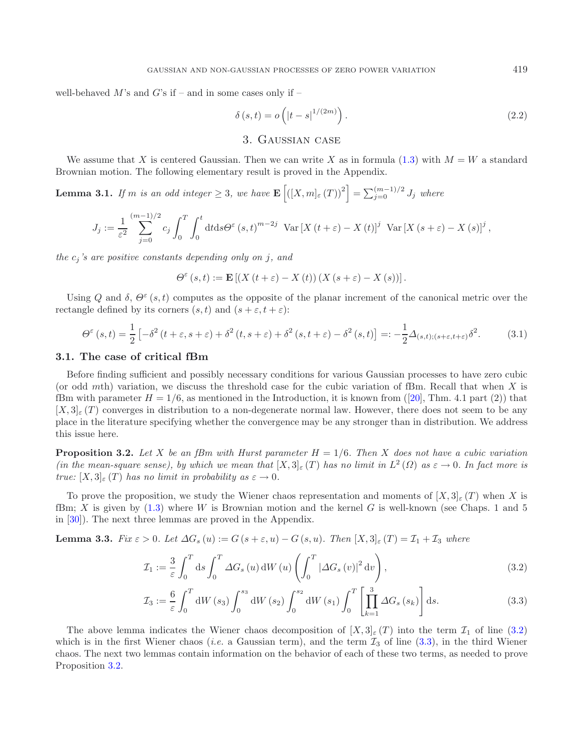well-behaved $M$'s and $G$'s if – and in some cases only if –

$$\delta(s,t) = o\left(|t-s|^{1/(2m)}\right). \tag{2.2}$$

## 3. Gaussian case

We assume that $X$ is centered Gaussian. Then we can write $X$ as in formula (1.3) with $M = W$ a standard Brownian motion. The following elementary result is proved in the Appendix.

**Lemma 3.1.** *If $m$ is an odd integer $\geq 3$, we have $\mathbf{E}\left[\left([X,m]_\varepsilon(T)\right)^2\right] = \sum_{j=0}^{(m-1)/2} J_j$ where*

$$J_j := \frac{1}{\varepsilon^2}\sum_{j=0}^{(m-1)/2} c_j \int_0^T\int_0^t \mathrm{d}t\mathrm{d}s \Theta^\varepsilon(s,t)^{m-2j} \ \operatorname{Var}\left[X(t+\varepsilon)-X(t)\right]^j \ \operatorname{Var}\left[X(s+\varepsilon)-X(s)\right]^j,$$

*the $c_j$'s are positive constants depending only on $j$, and*

$$\Theta^\varepsilon(s,t) := \mathbf{E}\left[\left(X(t+\varepsilon)-X(t)\right)\left(X(s+\varepsilon)-X(s)\right)\right].$$

Using $Q$ and $\delta$, $\Theta^\varepsilon(s,t)$ computes as the opposite of the planar increment of the canonical metric over the rectangle defined by its corners $(s,t)$ and $(s+\varepsilon, t+\varepsilon)$:

$$\Theta^\varepsilon(s,t) = \frac{1}{2}\left[-\delta^2(t+\varepsilon, s+\varepsilon) + \delta^2(t, s+\varepsilon) + \delta^2(s, t+\varepsilon) - \delta^2(s,t)\right] =: -\frac{1}{2}\Delta_{(s,t);(s+\varepsilon,t+\varepsilon)}\delta^2. \tag{3.1}$$

### 3.1. The case of critical fBm

Before finding sufficient and possibly necessary conditions for various Gaussian processes to have zero cubic (or odd $m$th) variation, we discuss the threshold case for the cubic variation of fBm. Recall that when $X$ is fBm with parameter $H = 1/6$, as mentioned in the Introduction, it is known from ([20], Thm. 4.1 part (2)) that $[X,3]_\varepsilon(T)$ converges in distribution to a non-degenerate normal law. However, there does not seem to be any place in the literature specifying whether the convergence may be any stronger than in distribution. We address this issue here.

**Proposition 3.2.** *Let $X$ be an fBm with Hurst parameter $H = 1/6$. Then $X$ does not have a cubic variation (in the mean-square sense), by which we mean that $[X,3]_\varepsilon(T)$ has no limit in $L^2(\Omega)$ as $\varepsilon \to 0$. In fact more is true: $[X,3]_\varepsilon(T)$ has no limit in probability as $\varepsilon \to 0$.*

To prove the proposition, we study the Wiener chaos representation and moments of $[X,3]_\varepsilon(T)$ when $X$ is fBm; $X$ is given by (1.3) where $W$ is Brownian motion and the kernel $G$ is well-known (see Chaps. 1 and 5 in [30]). The next three lemmas are proved in the Appendix.

**Lemma 3.3.** *Fix $\varepsilon > 0$. Let $\Delta G_s(u) := G(s+\varepsilon, u) - G(s,u)$. Then $[X,3]_\varepsilon(T) = \mathcal{I}_1 + \mathcal{I}_3$ where*

$$\mathcal{I}_1 := \frac{3}{\varepsilon}\int_0^T \mathrm{d}s \int_0^T \Delta G_s(u)\,\mathrm{d}W(u)\left(\int_0^T |\Delta G_s(v)|^2\,\mathrm{d}v\right), \tag{3.2}$$

$$\mathcal{I}_3 := \frac{6}{\varepsilon}\int_0^T \mathrm{d}W(s_3)\int_0^{s_3}\mathrm{d}W(s_2)\int_0^{s_2}\mathrm{d}W(s_1)\int_0^T\left[\prod_{k=1}^3 \Delta G_s(s_k)\right]\mathrm{d}s. \tag{3.3}$$

The above lemma indicates the Wiener chaos decomposition of $[X,3]_\varepsilon(T)$ into the term $\mathcal{I}_1$ of line (3.2) which is in the first Wiener chaos (*i.e.* a Gaussian term), and the term $\mathcal{I}_3$ of line (3.3), in the third Wiener chaos. The next two lemmas contain information on the behavior of each of these two terms, as needed to prove Proposition 3.2.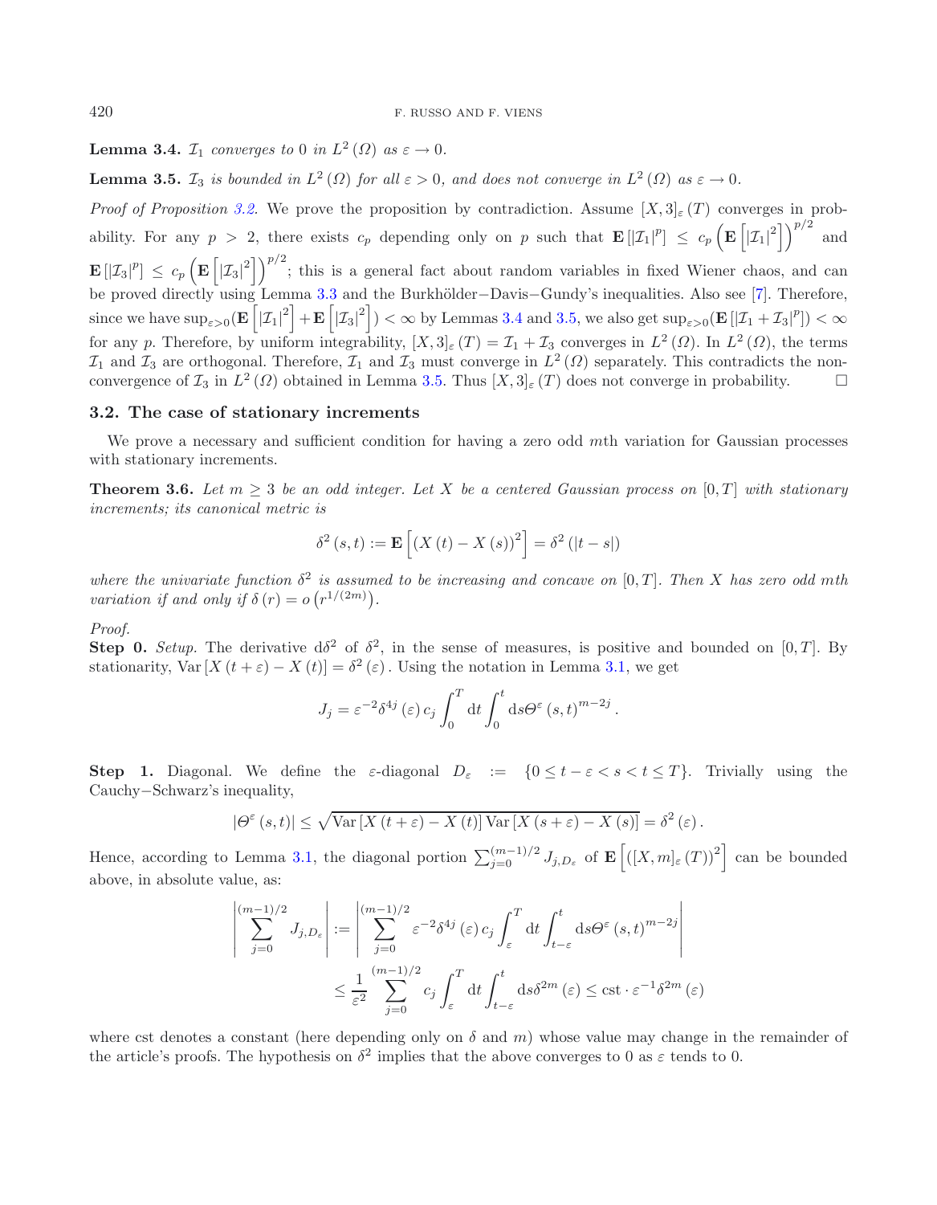**Lemma 3.4.** *$\mathcal{I}_1$ converges to 0 in $L^2(\Omega)$ as $\varepsilon \to 0$.*

**Lemma 3.5.** *$\mathcal{I}_3$ is bounded in $L^2(\Omega)$ for all $\varepsilon > 0$, and does not converge in $L^2(\Omega)$ as $\varepsilon \to 0$.*

*Proof of Proposition 3.2.* We prove the proposition by contradiction. Assume $[X,3]_\varepsilon(T)$ converges in probability. For any $p > 2$, there exists $c_p$ depending only on $p$ such that $\mathbf{E}[|\mathcal{I}_1|^p] \le c_p \left(\mathbf{E}\left[|\mathcal{I}_1|^2\right]\right)^{p/2}$ and $\mathbf{E}[|\mathcal{I}_3|^p] \le c_p \left(\mathbf{E}\left[|\mathcal{I}_3|^2\right]\right)^{p/2}$; this is a general fact about random variables in fixed Wiener chaos, and can be proved directly using Lemma 3.3 and the Burkhölder−Davis−Gundy's inequalities. Also see [7]. Therefore, since we have $\sup_{\varepsilon>0}(\mathbf{E}\left[|\mathcal{I}_1|^2\right] + \mathbf{E}\left[|\mathcal{I}_3|^2\right]) < \infty$ by Lemmas 3.4 and 3.5, we also get $\sup_{\varepsilon>0}(\mathbf{E}[|\mathcal{I}_1 + \mathcal{I}_3|^p]) < \infty$ for any $p$. Therefore, by uniform integrability, $[X,3]_\varepsilon(T) = \mathcal{I}_1 + \mathcal{I}_3$ converges in $L^2(\Omega)$. In $L^2(\Omega)$, the terms $\mathcal{I}_1$ and $\mathcal{I}_3$ are orthogonal. Therefore, $\mathcal{I}_1$ and $\mathcal{I}_3$ must converge in $L^2(\Omega)$ separately. This contradicts the non-convergence of $\mathcal{I}_3$ in $L^2(\Omega)$ obtained in Lemma 3.5. Thus $[X,3]_\varepsilon(T)$ does not converge in probability. □

### 3.2. The case of stationary increments

We prove a necessary and sufficient condition for having a zero odd $m$th variation for Gaussian processes with stationary increments.

**Theorem 3.6.** *Let $m \ge 3$ be an odd integer. Let $X$ be a centered Gaussian process on $[0,T]$ with stationary increments; its canonical metric is*

$$\delta^2(s,t) := \mathbf{E}\left[(X(t) - X(s))^2\right] = \delta^2(|t-s|)$$

*where the univariate function $\delta^2$ is assumed to be increasing and concave on $[0,T]$. Then $X$ has zero odd $m$th variation if and only if $\delta(r) = o\left(r^{1/(2m)}\right)$.*

*Proof.*

**Step 0.** *Setup.* The derivative $\mathrm{d}\delta^2$ of $\delta^2$, in the sense of measures, is positive and bounded on $[0,T]$. By stationarity, $\mathrm{Var}[X(t+\varepsilon) - X(t)] = \delta^2(\varepsilon)$. Using the notation in Lemma 3.1, we get

$$J_j = \varepsilon^{-2}\delta^{4j}(\varepsilon)\, c_j \int_0^T \mathrm{d}t \int_0^t \mathrm{d}s \Theta^\varepsilon(s,t)^{m-2j}.$$

**Step 1.** Diagonal. We define the $\varepsilon$-diagonal $D_\varepsilon := \{0 \le t - \varepsilon < s < t \le T\}$. Trivially using the Cauchy−Schwarz's inequality,

$$|\Theta^\varepsilon(s,t)| \le \sqrt{\mathrm{Var}[X(t+\varepsilon) - X(t)]\,\mathrm{Var}[X(s+\varepsilon) - X(s)]} = \delta^2(\varepsilon).$$

Hence, according to Lemma 3.1, the diagonal portion $\sum_{j=0}^{(m-1)/2} J_{j,D_\varepsilon}$ of $\mathbf{E}\left[([X,m]_\varepsilon(T))^2\right]$ can be bounded above, in absolute value, as:

$$\left|\sum_{j=0}^{(m-1)/2} J_{j,D_\varepsilon}\right| := \left|\sum_{j=0}^{(m-1)/2} \varepsilon^{-2}\delta^{4j}(\varepsilon)\, c_j \int_\varepsilon^T \mathrm{d}t \int_{t-\varepsilon}^t \mathrm{d}s \Theta^\varepsilon(s,t)^{m-2j}\right|$$
$$\le \frac{1}{\varepsilon^2}\sum_{j=0}^{(m-1)/2} c_j \int_\varepsilon^T \mathrm{d}t \int_{t-\varepsilon}^t \mathrm{d}s \delta^{2m}(\varepsilon) \le \mathrm{cst} \cdot \varepsilon^{-1}\delta^{2m}(\varepsilon)$$

where cst denotes a constant (here depending only on $\delta$ and $m$) whose value may change in the remainder of the article's proofs. The hypothesis on $\delta^2$ implies that the above converges to 0 as $\varepsilon$ tends to 0.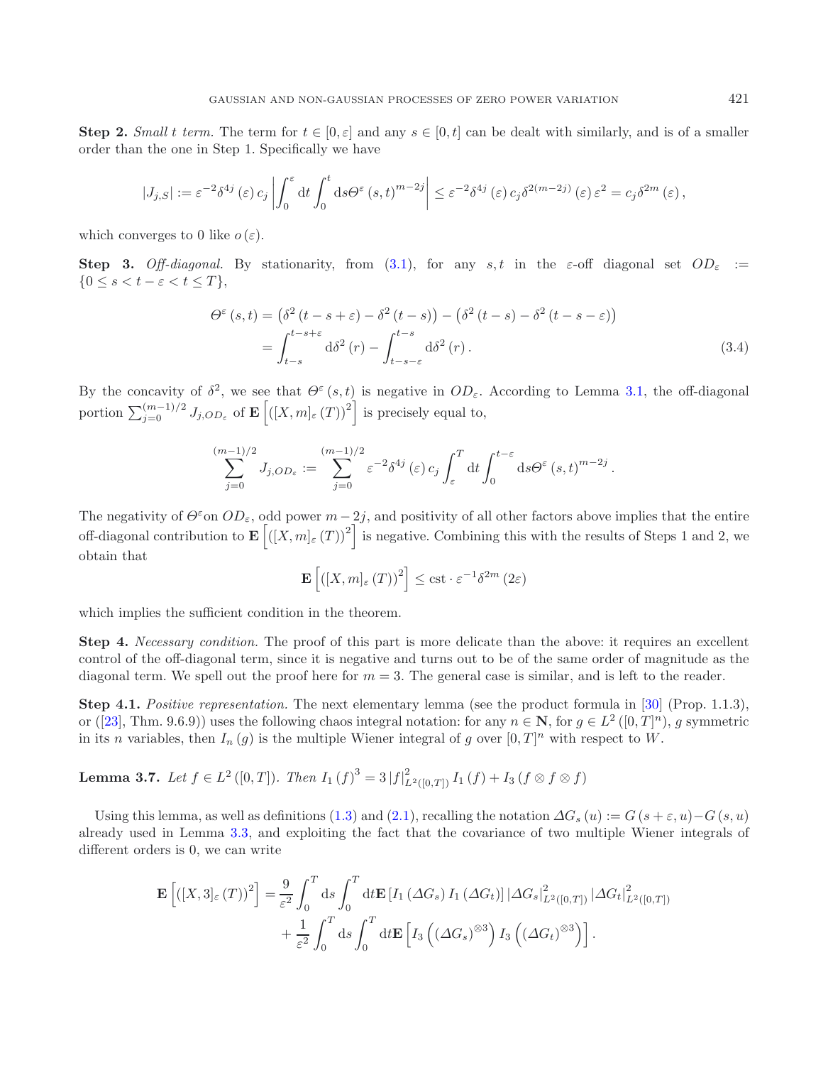**Step 2.** *Small t term.* The term for $t \in [0, \varepsilon]$ and any $s \in [0, t]$ can be dealt with similarly, and is of a smaller order than the one in Step 1. Specifically we have

$$|J_{j,S}| := \varepsilon^{-2} \delta^{4j} (\varepsilon) c_j \left| \int_0^\varepsilon \mathrm{d}t \int_0^t \mathrm{d}s \Theta^\varepsilon (s,t)^{m-2j} \right| \leq \varepsilon^{-2} \delta^{4j} (\varepsilon) c_j \delta^{2(m-2j)} (\varepsilon) \varepsilon^2 = c_j \delta^{2m} (\varepsilon),$$

which converges to 0 like $o(\varepsilon)$.

**Step 3.** *Off-diagonal.* By stationarity, from (3.1), for any $s, t$ in the $\varepsilon$-off diagonal set $OD_\varepsilon := \{0 \leq s < t - \varepsilon < t \leq T\}$,

$$\begin{aligned}\Theta^\varepsilon (s,t) &= \left(\delta^2 (t - s + \varepsilon) - \delta^2 (t - s)\right) - \left(\delta^2 (t - s) - \delta^2 (t - s - \varepsilon)\right) \\ &= \int_{t-s}^{t-s+\varepsilon} \mathrm{d}\delta^2 (r) - \int_{t-s-\varepsilon}^{t-s} \mathrm{d}\delta^2 (r). \end{aligned} \tag{3.4}$$

By the concavity of $\delta^2$, we see that $\Theta^\varepsilon (s,t)$ is negative in $OD_\varepsilon$. According to Lemma 3.1, the off-diagonal portion $\sum_{j=0}^{(m-1)/2} J_{j,OD_\varepsilon}$ of $\mathbf{E}\left[([X,m]_\varepsilon (T))^2\right]$ is precisely equal to,

$$\sum_{j=0}^{(m-1)/2} J_{j,OD_\varepsilon} := \sum_{j=0}^{(m-1)/2} \varepsilon^{-2} \delta^{4j} (\varepsilon) c_j \int_\varepsilon^T \mathrm{d}t \int_0^{t-\varepsilon} \mathrm{d}s \Theta^\varepsilon (s,t)^{m-2j}.$$

The negativity of $\Theta^\varepsilon$on $OD_\varepsilon$, odd power $m - 2j$, and positivity of all other factors above implies that the entire off-diagonal contribution to $\mathbf{E}\left[([X,m]_\varepsilon (T))^2\right]$ is negative. Combining this with the results of Steps 1 and 2, we obtain that

$$\mathbf{E}\left[([X,m]_\varepsilon (T))^2\right] \leq \text{cst} \cdot \varepsilon^{-1} \delta^{2m} (2\varepsilon)$$

which implies the sufficient condition in the theorem.

**Step 4.** *Necessary condition.* The proof of this part is more delicate than the above: it requires an excellent control of the off-diagonal term, since it is negative and turns out to be of the same order of magnitude as the diagonal term. We spell out the proof here for $m = 3$. The general case is similar, and is left to the reader.

**Step 4.1.** *Positive representation.* The next elementary lemma (see the product formula in [30] (Prop. 1.1.3), or ([23], Thm. 9.6.9)) uses the following chaos integral notation: for any $n \in \mathbf{N}$, for $g \in L^2([0,T]^n)$, $g$ symmetric in its $n$ variables, then $I_n(g)$ is the multiple Wiener integral of $g$ over $[0,T]^n$ with respect to $W$.

**Lemma 3.7.** *Let $f \in L^2([0,T])$. Then* $I_1(f)^3 = 3 |f|^2_{L^2([0,T])} I_1(f) + I_3(f \otimes f \otimes f)$

Using this lemma, as well as definitions (1.3) and (2.1), recalling the notation $\Delta G_s(u) := G(s + \varepsilon, u) - G(s, u)$ already used in Lemma 3.3, and exploiting the fact that the covariance of two multiple Wiener integrals of different orders is 0, we can write

$$\begin{aligned}\mathbf{E}\left[([X,3]_\varepsilon (T))^2\right] &= \frac{9}{\varepsilon^2} \int_0^T \mathrm{d}s \int_0^T \mathrm{d}t \mathbf{E}\left[I_1(\Delta G_s) I_1(\Delta G_t)\right] |\Delta G_s|^2_{L^2([0,T])} |\Delta G_t|^2_{L^2([0,T])} \\ &\quad + \frac{1}{\varepsilon^2} \int_0^T \mathrm{d}s \int_0^T \mathrm{d}t \mathbf{E}\left[I_3\left((\Delta G_s)^{\otimes 3}\right) I_3\left((\Delta G_t)^{\otimes 3}\right)\right].\end{aligned}$$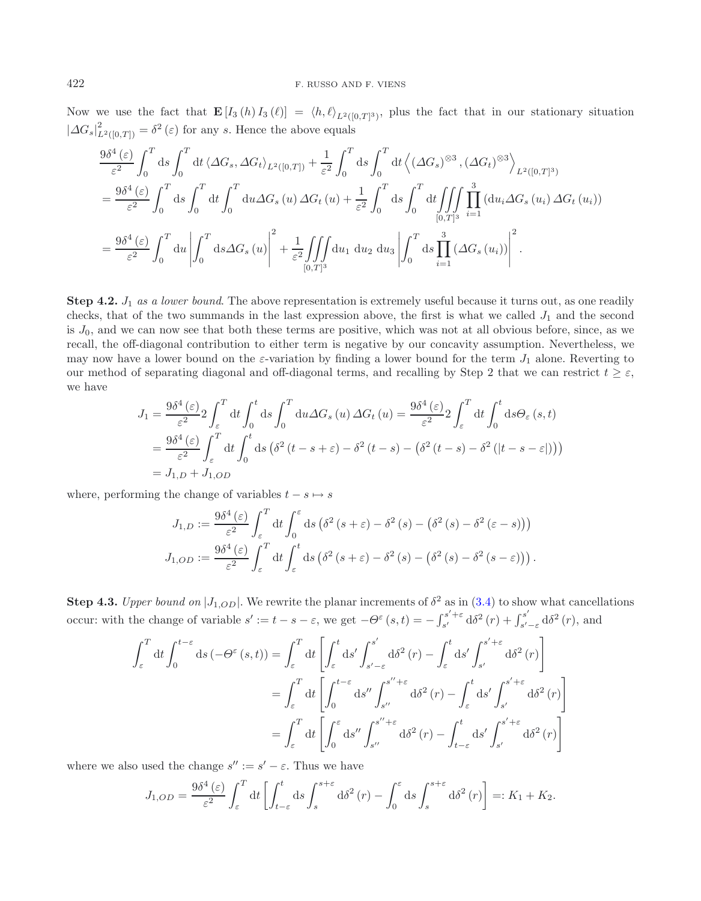Now we use the fact that $\mathbf{E}[I_3(h) I_3(\ell)] = \langle h, \ell \rangle_{L^2([0,T]^3)}$, plus the fact that in our stationary situation $|\Delta G_s|^2_{L^2([0,T])} = \delta^2(\varepsilon)$ for any $s$. Hence the above equals

$$
\begin{aligned}
&\frac{9\delta^4(\varepsilon)}{\varepsilon^2}\int_0^T \mathrm{d}s \int_0^T \mathrm{d}t \,\langle \Delta G_s, \Delta G_t \rangle_{L^2([0,T])} + \frac{1}{\varepsilon^2}\int_0^T \mathrm{d}s \int_0^T \mathrm{d}t \left\langle (\Delta G_s)^{\otimes 3}, (\Delta G_t)^{\otimes 3} \right\rangle_{L^2([0,T]^3)} \\
&= \frac{9\delta^4(\varepsilon)}{\varepsilon^2}\int_0^T \mathrm{d}s \int_0^T \mathrm{d}t \int_0^T \mathrm{d}u \Delta G_s(u)\, \Delta G_t(u) + \frac{1}{\varepsilon^2}\int_0^T \mathrm{d}s \int_0^T \mathrm{d}t \iiint\limits_{[0,T]^3} \prod_{i=1}^3 \left( \mathrm{d}u_i \Delta G_s(u_i)\, \Delta G_t(u_i) \right) \\
&= \frac{9\delta^4(\varepsilon)}{\varepsilon^2}\int_0^T \mathrm{d}u \left| \int_0^T \mathrm{d}s \Delta G_s(u) \right|^2 + \frac{1}{\varepsilon^2}\iiint\limits_{[0,T]^3} \mathrm{d}u_1 \,\mathrm{d}u_2 \,\mathrm{d}u_3 \left| \int_0^T \mathrm{d}s \prod_{i=1}^3 \left( \Delta G_s(u_i) \right) \right|^2 .
\end{aligned}
$$

**Step 4.2.** $J_1$ *as a lower bound*. The above representation is extremely useful because it turns out, as one readily checks, that of the two summands in the last expression above, the first is what we called $J_1$ and the second is $J_0$, and we can now see that both these terms are positive, which was not at all obvious before, since, as we recall, the off-diagonal contribution to either term is negative by our concavity assumption. Nevertheless, we may now have a lower bound on the $\varepsilon$-variation by finding a lower bound for the term $J_1$ alone. Reverting to our method of separating diagonal and off-diagonal terms, and recalling by Step 2 that we can restrict $t \geq \varepsilon$, we have

$$
\begin{aligned}
J_1 &= \frac{9\delta^4(\varepsilon)}{\varepsilon^2} 2 \int_\varepsilon^T \mathrm{d}t \int_0^t \mathrm{d}s \int_0^T \mathrm{d}u \Delta G_s(u)\, \Delta G_t(u) = \frac{9\delta^4(\varepsilon)}{\varepsilon^2} 2 \int_\varepsilon^T \mathrm{d}t \int_0^t \mathrm{d}s \Theta_\varepsilon(s,t) \\
&= \frac{9\delta^4(\varepsilon)}{\varepsilon^2} \int_\varepsilon^T \mathrm{d}t \int_0^t \mathrm{d}s \left( \delta^2(t-s+\varepsilon) - \delta^2(t-s) - \left( \delta^2(t-s) - \delta^2(|t-s-\varepsilon|) \right) \right) \\
&= J_{1,D} + J_{1,OD}
\end{aligned}
$$

where, performing the change of variables $t - s \mapsto s$

$$
\begin{aligned}
J_{1,D} &:= \frac{9\delta^4(\varepsilon)}{\varepsilon^2} \int_\varepsilon^T \mathrm{d}t \int_0^\varepsilon \mathrm{d}s \left( \delta^2(s+\varepsilon) - \delta^2(s) - \left( \delta^2(s) - \delta^2(\varepsilon - s) \right) \right) \\
J_{1,OD} &:= \frac{9\delta^4(\varepsilon)}{\varepsilon^2} \int_\varepsilon^T \mathrm{d}t \int_\varepsilon^t \mathrm{d}s \left( \delta^2(s+\varepsilon) - \delta^2(s) - \left( \delta^2(s) - \delta^2(s - \varepsilon) \right) \right).
\end{aligned}
$$

**Step 4.3.** *Upper bound on* $|J_{1,OD}|$. We rewrite the planar increments of $\delta^2$ as in (3.4) to show what cancellations occur: with the change of variable $s' := t - s - \varepsilon$, we get $-\Theta^\varepsilon(s,t) = -\int_{s'}^{s'+\varepsilon} \mathrm{d}\delta^2(r) + \int_{s'-\varepsilon}^{s'} \mathrm{d}\delta^2(r)$, and

$$
\begin{aligned}
\int_\varepsilon^T \mathrm{d}t \int_0^{t-\varepsilon} \mathrm{d}s \left( -\Theta^\varepsilon(s,t) \right) &= \int_\varepsilon^T \mathrm{d}t \left[ \int_\varepsilon^t \mathrm{d}s' \int_{s'-\varepsilon}^{s'} \mathrm{d}\delta^2(r) - \int_\varepsilon^t \mathrm{d}s' \int_{s'}^{s'+\varepsilon} \mathrm{d}\delta^2(r) \right] \\
&= \int_\varepsilon^T \mathrm{d}t \left[ \int_0^{t-\varepsilon} \mathrm{d}s'' \int_{s''}^{s''+\varepsilon} \mathrm{d}\delta^2(r) - \int_\varepsilon^t \mathrm{d}s' \int_{s'}^{s'+\varepsilon} \mathrm{d}\delta^2(r) \right] \\
&= \int_\varepsilon^T \mathrm{d}t \left[ \int_0^{\varepsilon} \mathrm{d}s'' \int_{s''}^{s''+\varepsilon} \mathrm{d}\delta^2(r) - \int_{t-\varepsilon}^t \mathrm{d}s' \int_{s'}^{s'+\varepsilon} \mathrm{d}\delta^2(r) \right]
\end{aligned}
$$

where we also used the change $s'' := s' - \varepsilon$. Thus we have

$$
J_{1,OD} = \frac{9\delta^4(\varepsilon)}{\varepsilon^2} \int_\varepsilon^T \mathrm{d}t \left[ \int_{t-\varepsilon}^t \mathrm{d}s \int_s^{s+\varepsilon} \mathrm{d}\delta^2(r) - \int_0^\varepsilon \mathrm{d}s \int_s^{s+\varepsilon} \mathrm{d}\delta^2(r) \right] =: K_1 + K_2.
$$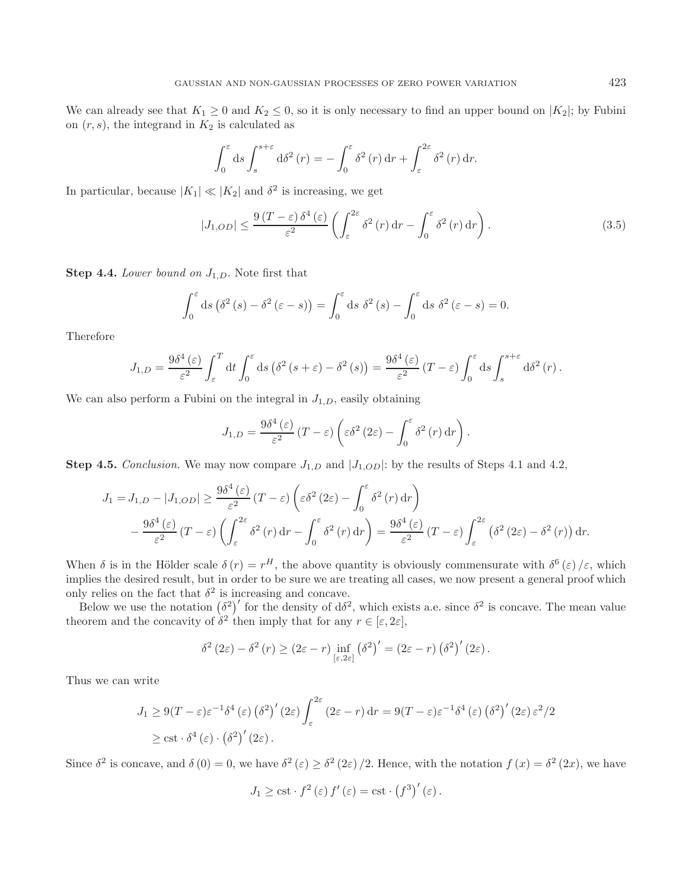We can already see that $K_1 \geq 0$ and $K_2 \leq 0$, so it is only necessary to find an upper bound on $|K_2|$; by Fubini on $(r, s)$, the integrand in $K_2$ is calculated as

$$\int_0^{\varepsilon} \mathrm{d}s \int_s^{s+\varepsilon} \mathrm{d}\delta^2(r) = -\int_0^{\varepsilon} \delta^2(r)\,\mathrm{d}r + \int_{\varepsilon}^{2\varepsilon} \delta^2(r)\,\mathrm{d}r.$$

In particular, because $|K_1| \ll |K_2|$ and $\delta^2$ is increasing, we get

$$|J_{1,OD}| \leq \frac{9(T-\varepsilon)\,\delta^4(\varepsilon)}{\varepsilon^2} \left( \int_{\varepsilon}^{2\varepsilon} \delta^2(r)\,\mathrm{d}r - \int_0^{\varepsilon} \delta^2(r)\,\mathrm{d}r \right). \tag{3.5}$$

**Step 4.4.** *Lower bound on* $J_{1,D}$. Note first that

$$\int_0^{\varepsilon} \mathrm{d}s \left(\delta^2(s) - \delta^2(\varepsilon - s)\right) = \int_0^{\varepsilon} \mathrm{d}s\ \delta^2(s) - \int_0^{\varepsilon} \mathrm{d}s\ \delta^2(\varepsilon - s) = 0.$$

Therefore

$$J_{1,D} = \frac{9\delta^4(\varepsilon)}{\varepsilon^2} \int_{\varepsilon}^{T} \mathrm{d}t \int_0^{\varepsilon} \mathrm{d}s \left(\delta^2(s+\varepsilon) - \delta^2(s)\right) = \frac{9\delta^4(\varepsilon)}{\varepsilon^2}(T-\varepsilon) \int_0^{\varepsilon} \mathrm{d}s \int_s^{s+\varepsilon} \mathrm{d}\delta^2(r).$$

We can also perform a Fubini on the integral in $J_{1,D}$, easily obtaining

$$J_{1,D} = \frac{9\delta^4(\varepsilon)}{\varepsilon^2}(T-\varepsilon)\left(\varepsilon\delta^2(2\varepsilon) - \int_0^{\varepsilon} \delta^2(r)\,\mathrm{d}r\right).$$

**Step 4.5.** *Conclusion.* We may now compare $J_{1,D}$ and $|J_{1,OD}|$: by the results of Steps 4.1 and 4.2,

$$\begin{aligned} J_1 = J_{1,D} - |J_{1,OD}| &\geq \frac{9\delta^4(\varepsilon)}{\varepsilon^2}(T-\varepsilon)\left(\varepsilon\delta^2(2\varepsilon) - \int_0^{\varepsilon} \delta^2(r)\,\mathrm{d}r\right) \\ &\quad - \frac{9\delta^4(\varepsilon)}{\varepsilon^2}(T-\varepsilon)\left(\int_{\varepsilon}^{2\varepsilon} \delta^2(r)\,\mathrm{d}r - \int_0^{\varepsilon} \delta^2(r)\,\mathrm{d}r\right) = \frac{9\delta^4(\varepsilon)}{\varepsilon^2}(T-\varepsilon)\int_{\varepsilon}^{2\varepsilon}\left(\delta^2(2\varepsilon) - \delta^2(r)\right)\mathrm{d}r. \end{aligned}$$

When $\delta$ is in the Hölder scale $\delta(r) = r^H$, the above quantity is obviously commensurate with $\delta^6(\varepsilon)/\varepsilon$, which implies the desired result, but in order to be sure we are treating all cases, we now present a general proof which only relies on the fact that $\delta^2$ is increasing and concave.

Below we use the notation $\left(\delta^2\right)'$ for the density of $\mathrm{d}\delta^2$, which exists a.e. since $\delta^2$ is concave. The mean value theorem and the concavity of $\delta^2$ then imply that for any $r \in [\varepsilon, 2\varepsilon]$,

$$\delta^2(2\varepsilon) - \delta^2(r) \geq (2\varepsilon - r) \inf_{[\varepsilon, 2\varepsilon]} \left(\delta^2\right)' = (2\varepsilon - r)\left(\delta^2\right)'(2\varepsilon).$$

Thus we can write

$$\begin{aligned} J_1 &\geq 9(T-\varepsilon)\varepsilon^{-1}\delta^4(\varepsilon)\left(\delta^2\right)'(2\varepsilon)\int_{\varepsilon}^{2\varepsilon}(2\varepsilon - r)\,\mathrm{d}r = 9(T-\varepsilon)\varepsilon^{-1}\delta^4(\varepsilon)\left(\delta^2\right)'(2\varepsilon)\,\varepsilon^2/2 \\ &\geq \mathrm{cst}\cdot\delta^4(\varepsilon)\cdot\left(\delta^2\right)'(2\varepsilon). \end{aligned}$$

Since $\delta^2$ is concave, and $\delta(0) = 0$, we have $\delta^2(\varepsilon) \geq \delta^2(2\varepsilon)/2$. Hence, with the notation $f(x) = \delta^2(2x)$, we have

$$J_1 \geq \mathrm{cst}\cdot f^2(\varepsilon)\,f'(\varepsilon) = \mathrm{cst}\cdot\left(f^3\right)'(\varepsilon).$$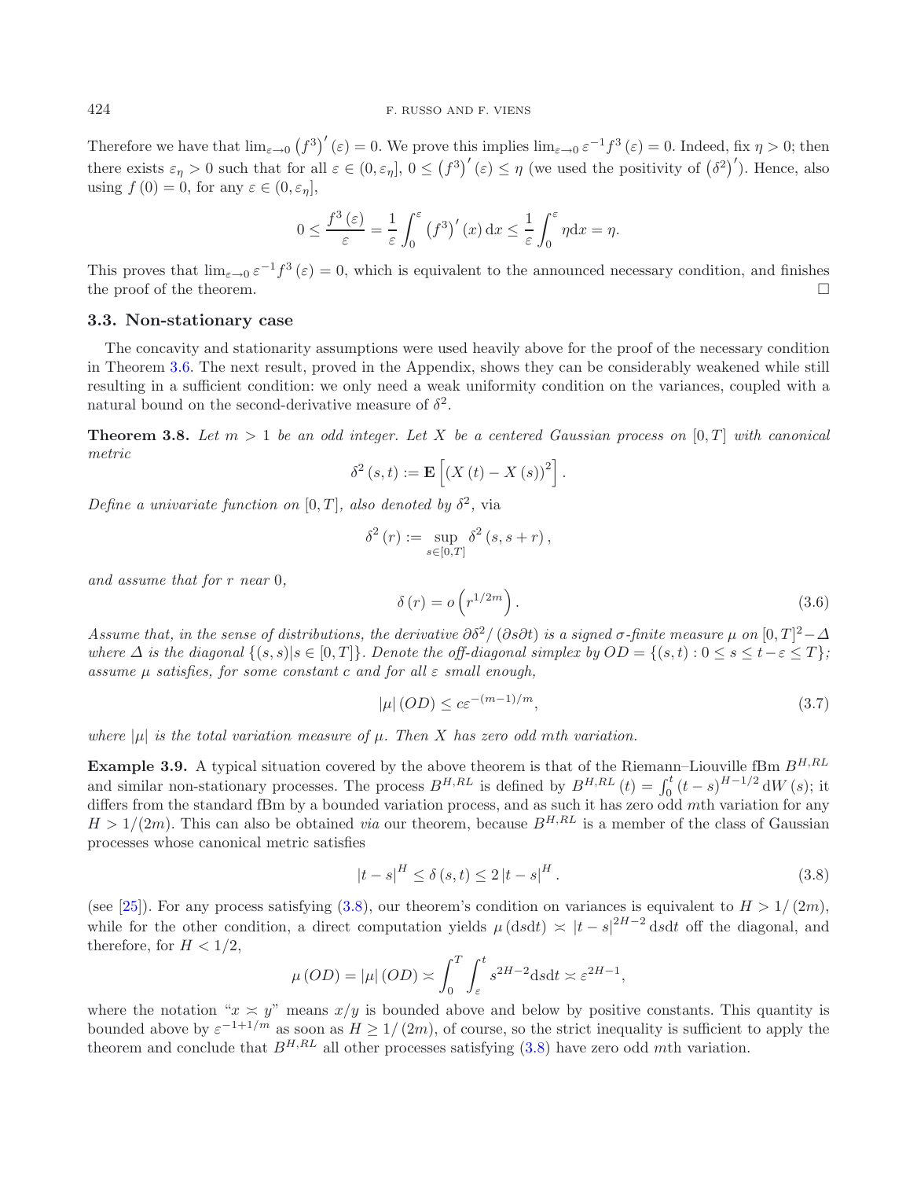Therefore we have that $\lim_{\varepsilon\to 0}\left(f^3\right)'(\varepsilon)=0$. We prove this implies $\lim_{\varepsilon\to 0}\varepsilon^{-1}f^3(\varepsilon)=0$. Indeed, fix $\eta>0$; then there exists $\varepsilon_\eta>0$ such that for all $\varepsilon\in(0,\varepsilon_\eta]$, $0\le\left(f^3\right)'(\varepsilon)\le\eta$ (we used the positivity of $\left(\delta^2\right)'$). Hence, also using $f(0)=0$, for any $\varepsilon\in(0,\varepsilon_\eta]$,

$$0\le\frac{f^3(\varepsilon)}{\varepsilon}=\frac{1}{\varepsilon}\int_0^\varepsilon\left(f^3\right)'(x)\,\mathrm{d}x\le\frac{1}{\varepsilon}\int_0^\varepsilon\eta\mathrm{d}x=\eta.$$

This proves that $\lim_{\varepsilon\to 0}\varepsilon^{-1}f^3(\varepsilon)=0$, which is equivalent to the announced necessary condition, and finishes the proof of the theorem. □

### 3.3. Non-stationary case

The concavity and stationarity assumptions were used heavily above for the proof of the necessary condition in Theorem 3.6. The next result, proved in the Appendix, shows they can be considerably weakened while still resulting in a sufficient condition: we only need a weak uniformity condition on the variances, coupled with a natural bound on the second-derivative measure of $\delta^2$.

**Theorem 3.8.** *Let $m>1$ be an odd integer. Let $X$ be a centered Gaussian process on $[0,T]$ with canonical metric*

$$\delta^2(s,t):=\mathbf{E}\left[(X(t)-X(s))^2\right].$$

*Define a univariate function on $[0,T]$, also denoted by $\delta^2$, via*

$$\delta^2(r):=\sup_{s\in[0,T]}\delta^2(s,s+r),$$

*and assume that for $r$ near 0,*

$$\delta(r)=o\left(r^{1/2m}\right). \tag{3.6}$$

*Assume that, in the sense of distributions, the derivative $\partial\delta^2/(\partial s\partial t)$ is a signed $\sigma$-finite measure $\mu$ on $[0,T]^2-\Delta$ where $\Delta$ is the diagonal $\{(s,s)|s\in[0,T]\}$. Denote the off-diagonal simplex by $OD=\{(s,t):0\le s\le t-\varepsilon\le T\}$; assume $\mu$ satisfies, for some constant $c$ and for all $\varepsilon$ small enough,*

$$|\mu|(OD)\le c\varepsilon^{-(m-1)/m}, \tag{3.7}$$

*where $|\mu|$ is the total variation measure of $\mu$. Then $X$ has zero odd $m$th variation.*

**Example 3.9.** A typical situation covered by the above theorem is that of the Riemann–Liouville fBm $B^{H,RL}$ and similar non-stationary processes. The process $B^{H,RL}$ is defined by $B^{H,RL}(t)=\int_0^t(t-s)^{H-1/2}\,\mathrm{d}W(s)$; it differs from the standard fBm by a bounded variation process, and as such it has zero odd $m$th variation for any $H>1/(2m)$. This can also be obtained *via* our theorem, because $B^{H,RL}$ is a member of the class of Gaussian processes whose canonical metric satisfies

$$|t-s|^H\le\delta(s,t)\le 2|t-s|^H. \tag{3.8}$$

(see [25]). For any process satisfying (3.8), our theorem's condition on variances is equivalent to $H>1/(2m)$, while for the other condition, a direct computation yields $\mu(\mathrm{d}s\mathrm{d}t)\asymp|t-s|^{2H-2}\,\mathrm{d}s\mathrm{d}t$ off the diagonal, and therefore, for $H<1/2$,

$$\mu(OD)=|\mu|(OD)\asymp\int_0^T\int_\varepsilon^t s^{2H-2}\mathrm{d}s\mathrm{d}t\asymp\varepsilon^{2H-1},$$

where the notation "$x\asymp y$" means $x/y$ is bounded above and below by positive constants. This quantity is bounded above by $\varepsilon^{-1+1/m}$ as soon as $H\ge 1/(2m)$, of course, so the strict inequality is sufficient to apply the theorem and conclude that $B^{H,RL}$ all other processes satisfying (3.8) have zero odd $m$th variation.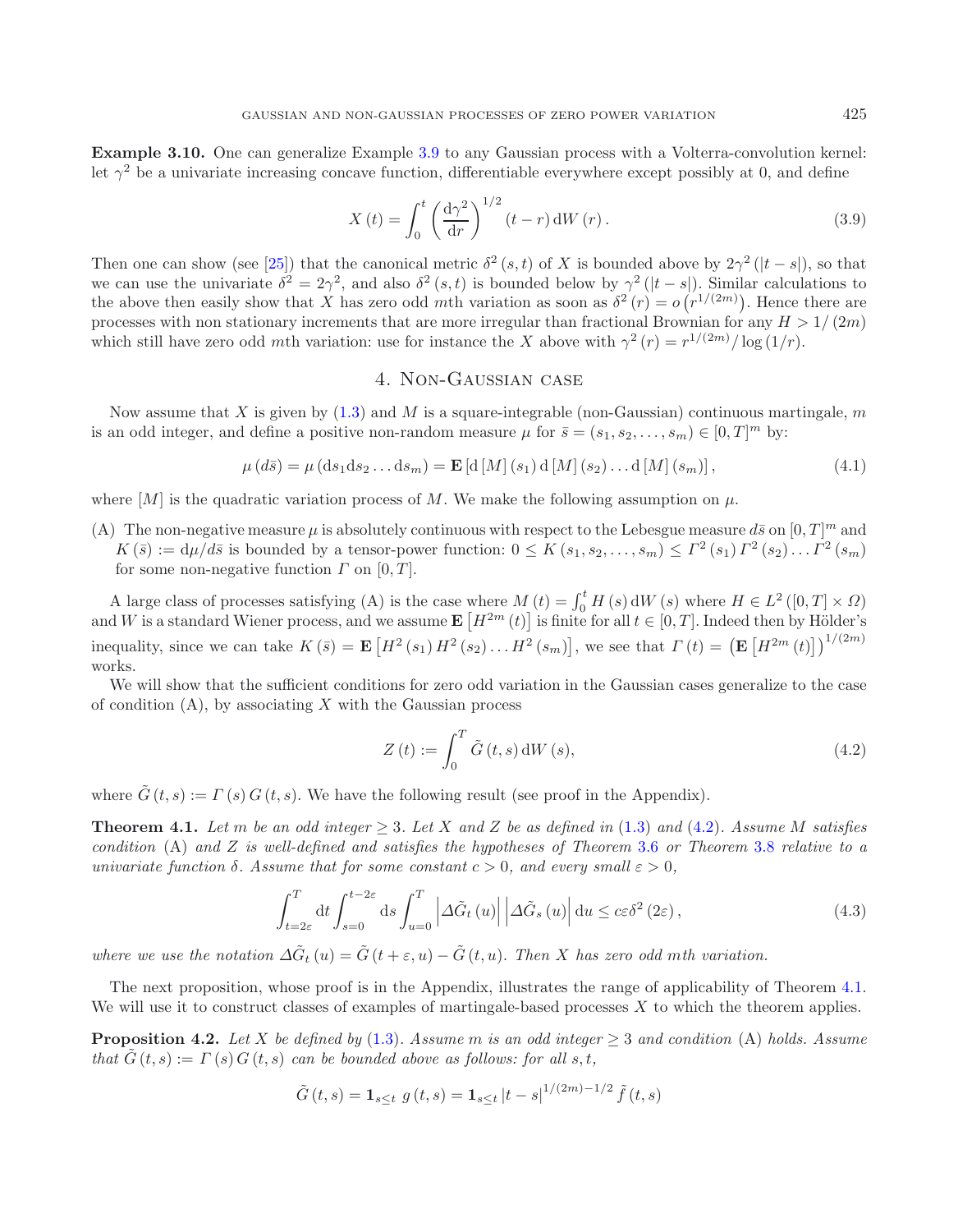**Example 3.10.** One can generalize Example 3.9 to any Gaussian process with a Volterra-convolution kernel: let $\gamma^2$ be a univariate increasing concave function, differentiable everywhere except possibly at 0, and define

$$X(t) = \int_0^t \left(\frac{\mathrm{d}\gamma^2}{\mathrm{d}r}\right)^{1/2} (t-r)\,\mathrm{d}W(r). \tag{3.9}$$

Then one can show (see [25]) that the canonical metric $\delta^2(s,t)$ of $X$ is bounded above by $2\gamma^2(|t-s|)$, so that we can use the univariate $\delta^2 = 2\gamma^2$, and also $\delta^2(s,t)$ is bounded below by $\gamma^2(|t-s|)$. Similar calculations to the above then easily show that $X$ has zero odd $m$th variation as soon as $\delta^2(r) = o\left(r^{1/(2m)}\right)$. Hence there are processes with non stationary increments that are more irregular than fractional Brownian for any $H > 1/(2m)$ which still have zero odd $m$th variation: use for instance the $X$ above with $\gamma^2(r) = r^{1/(2m)}/\log(1/r)$.

## 4. Non-Gaussian case

Now assume that $X$ is given by (1.3) and $M$ is a square-integrable (non-Gaussian) continuous martingale, $m$ is an odd integer, and define a positive non-random measure $\mu$ for $\bar{s} = (s_1, s_2, \ldots, s_m) \in [0,T]^m$ by:

$$\mu(d\bar{s}) = \mu(\mathrm{d}s_1 \mathrm{d}s_2 \ldots \mathrm{d}s_m) = \mathbf{E}\left[\mathrm{d}[M](s_1)\,\mathrm{d}[M](s_2)\ldots\mathrm{d}[M](s_m)\right], \tag{4.1}$$

where $[M]$ is the quadratic variation process of $M$. We make the following assumption on $\mu$.

(A) The non-negative measure $\mu$ is absolutely continuous with respect to the Lebesgue measure $d\bar{s}$ on $[0,T]^m$ and $K(\bar{s}) := \mathrm{d}\mu/d\bar{s}$ is bounded by a tensor-power function: $0 \leq K(s_1, s_2, \ldots, s_m) \leq \Gamma^2(s_1)\Gamma^2(s_2)\ldots\Gamma^2(s_m)$ for some non-negative function $\Gamma$ on $[0,T]$.

A large class of processes satisfying (A) is the case where $M(t) = \int_0^t H(s)\,\mathrm{d}W(s)$ where $H \in L^2([0,T]\times\Omega)$ and $W$ is a standard Wiener process, and we assume $\mathbf{E}\left[H^{2m}(t)\right]$ is finite for all $t \in [0,T]$. Indeed then by Hölder's inequality, since we can take $K(\bar{s}) = \mathbf{E}\left[H^2(s_1)H^2(s_2)\ldots H^2(s_m)\right]$, we see that $\Gamma(t) = \left(\mathbf{E}\left[H^{2m}(t)\right]\right)^{1/(2m)}$ works.

We will show that the sufficient conditions for zero odd variation in the Gaussian cases generalize to the case of condition (A), by associating $X$ with the Gaussian process

$$Z(t) := \int_0^T \tilde{G}(t,s)\,\mathrm{d}W(s), \tag{4.2}$$

where $\tilde{G}(t,s) := \Gamma(s)G(t,s)$. We have the following result (see proof in the Appendix).

**Theorem 4.1.** *Let $m$ be an odd integer $\geq 3$. Let $X$ and $Z$ be as defined in (1.3) and (4.2). Assume $M$ satisfies condition (A) and $Z$ is well-defined and satisfies the hypotheses of Theorem 3.6 or Theorem 3.8 relative to a univariate function $\delta$. Assume that for some constant $c > 0$, and every small $\varepsilon > 0$,*

$$\int_{t=2\varepsilon}^T \mathrm{d}t \int_{s=0}^{t-2\varepsilon} \mathrm{d}s \int_{u=0}^T \left|\Delta\tilde{G}_t(u)\right| \left|\Delta\tilde{G}_s(u)\right| \mathrm{d}u \leq c\varepsilon\delta^2(2\varepsilon), \tag{4.3}$$

*where we use the notation $\Delta\tilde{G}_t(u) = \tilde{G}(t+\varepsilon,u) - \tilde{G}(t,u)$. Then $X$ has zero odd $m$th variation.*

The next proposition, whose proof is in the Appendix, illustrates the range of applicability of Theorem 4.1. We will use it to construct classes of examples of martingale-based processes $X$ to which the theorem applies.

**Proposition 4.2.** *Let $X$ be defined by (1.3). Assume $m$ is an odd integer $\geq 3$ and condition (A) holds. Assume that $\tilde{G}(t,s) := \Gamma(s)G(t,s)$ can be bounded above as follows: for all $s,t$,*

$$\tilde{G}(t,s) = \mathbf{1}_{s\leq t}\; g(t,s) = \mathbf{1}_{s\leq t}\,|t-s|^{1/(2m)-1/2}\,\tilde{f}(t,s)$$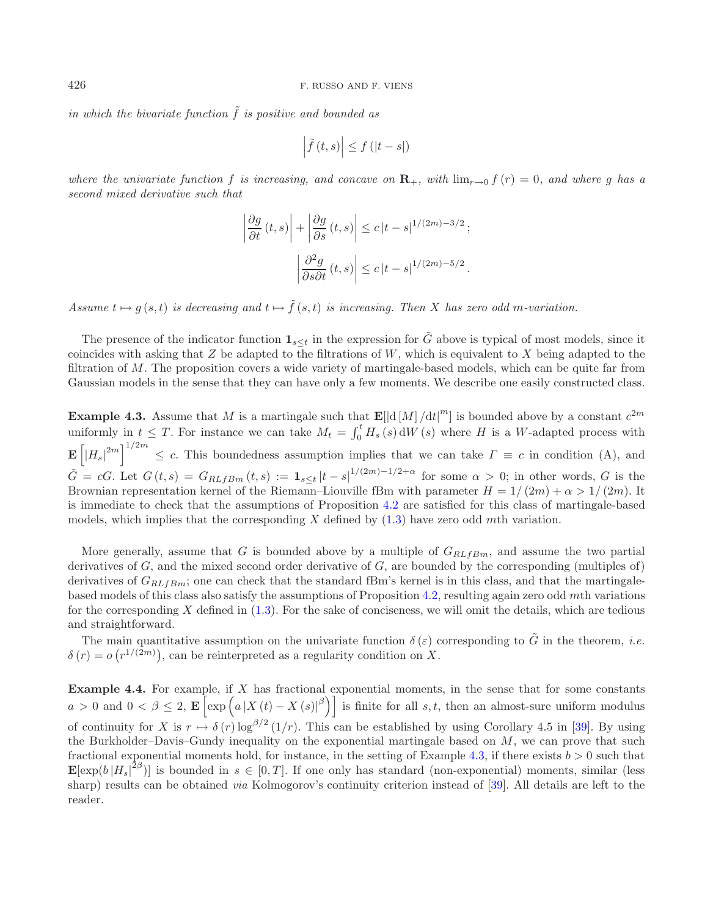*in which the bivariate function $\tilde{f}$ is positive and bounded as*

$$\left|\tilde{f}(t,s)\right| \leq f(|t-s|)$$

*where the univariate function $f$ is increasing, and concave on $\mathbf{R}_+$, with $\lim_{r\to 0} f(r) = 0$, and where $g$ has a second mixed derivative such that*

$$\left|\frac{\partial g}{\partial t}(t,s)\right| + \left|\frac{\partial g}{\partial s}(t,s)\right| \leq c\,|t-s|^{1/(2m)-3/2};$$

$$\left|\frac{\partial^2 g}{\partial s \partial t}(t,s)\right| \leq c\,|t-s|^{1/(2m)-5/2}.$$

*Assume $t \mapsto g(s,t)$ is decreasing and $t \mapsto \tilde{f}(s,t)$ is increasing. Then $X$ has zero odd $m$-variation.*

The presence of the indicator function $\mathbf{1}_{s\leq t}$ in the expression for $\tilde{G}$ above is typical of most models, since it coincides with asking that $Z$ be adapted to the filtrations of $W$, which is equivalent to $X$ being adapted to the filtration of $M$. The proposition covers a wide variety of martingale-based models, which can be quite far from Gaussian models in the sense that they can have only a few moments. We describe one easily constructed class.

**Example 4.3.** Assume that $M$ is a martingale such that $\mathbf{E}[|\mathrm{d}[M]/\mathrm{d}t|^m]$ is bounded above by a constant $c^{2m}$ uniformly in $t \leq T$. For instance we can take $M_t = \int_0^t H_s(s)\,\mathrm{d}W(s)$ where $H$ is a $W$-adapted process with $\mathbf{E}\left[|H_s|^{2m}\right]^{1/2m} \leq c$. This boundedness assumption implies that we can take $\Gamma \equiv c$ in condition (A), and $\tilde{G} = cG$. Let $G(t,s) = G_{RLfBm}(t,s) := \mathbf{1}_{s\leq t}\,|t-s|^{1/(2m)-1/2+\alpha}$ for some $\alpha > 0$; in other words, $G$ is the Brownian representation kernel of the Riemann–Liouville fBm with parameter $H = 1/(2m) + \alpha > 1/(2m)$. It is immediate to check that the assumptions of Proposition 4.2 are satisfied for this class of martingale-based models, which implies that the corresponding $X$ defined by (1.3) have zero odd $m$th variation.

More generally, assume that $G$ is bounded above by a multiple of $G_{RLfBm}$, and assume the two partial derivatives of $G$, and the mixed second order derivative of $G$, are bounded by the corresponding (multiples of) derivatives of $G_{RLfBm}$; one can check that the standard fBm's kernel is in this class, and that the martingale-based models of this class also satisfy the assumptions of Proposition 4.2, resulting again zero odd $m$th variations for the corresponding $X$ defined in (1.3). For the sake of conciseness, we will omit the details, which are tedious and straightforward.

The main quantitative assumption on the univariate function $\delta(\varepsilon)$ corresponding to $\tilde{G}$ in the theorem, *i.e.* $\delta(r) = o\left(r^{1/(2m)}\right)$, can be reinterpreted as a regularity condition on $X$.

**Example 4.4.** For example, if $X$ has fractional exponential moments, in the sense that for some constants $a > 0$ and $0 < \beta \leq 2$, $\mathbf{E}\left[\exp\left(a\,|X(t) - X(s)|^{\beta}\right)\right]$ is finite for all $s,t$, then an almost-sure uniform modulus of continuity for $X$ is $r \mapsto \delta(r)\log^{\beta/2}(1/r)$. This can be established by using Corollary 4.5 in [39]. By using the Burkholder–Davis–Gundy inequality on the exponential martingale based on $M$, we can prove that such fractional exponential moments hold, for instance, in the setting of Example 4.3, if there exists $b > 0$ such that $\mathbf{E}[\exp(b\,|H_s|^{2\beta})]$ is bounded in $s \in [0,T]$. If one only has standard (non-exponential) moments, similar (less sharp) results can be obtained *via* Kolmogorov's continuity criterion instead of [39]. All details are left to the reader.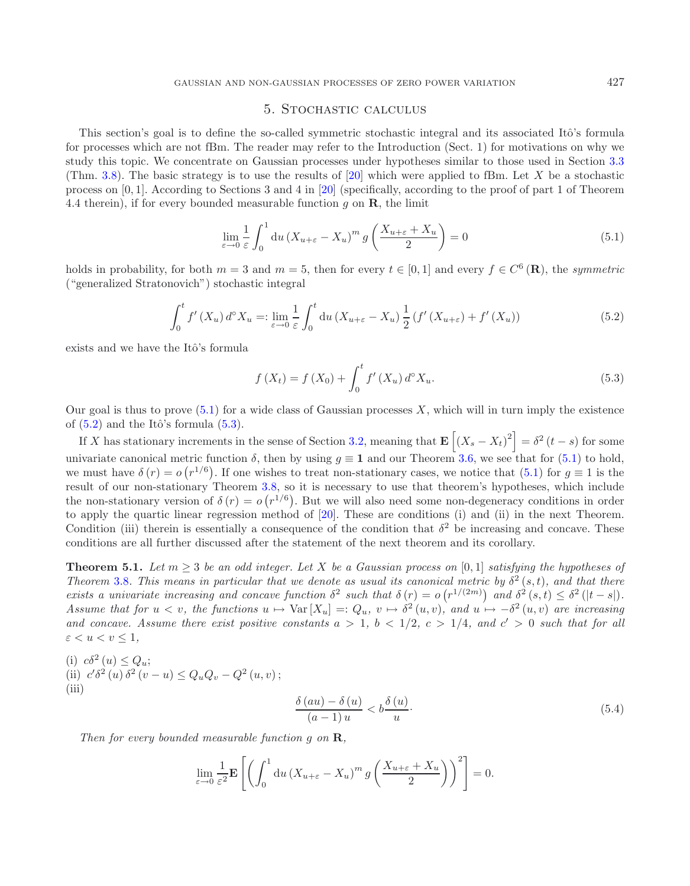## 5. Stochastic calculus

This section's goal is to define the so-called symmetric stochastic integral and its associated Itô's formula for processes which are not fBm. The reader may refer to the Introduction (Sect. 1) for motivations on why we study this topic. We concentrate on Gaussian processes under hypotheses similar to those used in Section 3.3 (Thm. 3.8). The basic strategy is to use the results of [20] which were applied to fBm. Let $X$ be a stochastic process on $[0,1]$. According to Sections 3 and 4 in [20] (specifically, according to the proof of part 1 of Theorem 4.4 therein), if for every bounded measurable function $g$ on $\mathbf{R}$, the limit

$$\lim_{\varepsilon\to 0}\frac{1}{\varepsilon}\int_0^1 \mathrm{d}u\,(X_{u+\varepsilon}-X_u)^m\, g\left(\frac{X_{u+\varepsilon}+X_u}{2}\right)=0 \tag{5.1}$$

holds in probability, for both $m=3$ and $m=5$, then for every $t\in[0,1]$ and every $f\in C^6(\mathbf{R})$, the *symmetric* ("generalized Stratonovich") stochastic integral

$$\int_0^t f'(X_u)\, d^\circ X_u =: \lim_{\varepsilon\to 0}\frac{1}{\varepsilon}\int_0^t \mathrm{d}u\,(X_{u+\varepsilon}-X_u)\,\frac{1}{2}\left(f'(X_{u+\varepsilon})+f'(X_u)\right) \tag{5.2}$$

exists and we have the Itô's formula

$$f(X_t)=f(X_0)+\int_0^t f'(X_u)\, d^\circ X_u. \tag{5.3}$$

Our goal is thus to prove (5.1) for a wide class of Gaussian processes $X$, which will in turn imply the existence of (5.2) and the Itô's formula (5.3).

If $X$ has stationary increments in the sense of Section 3.2, meaning that $\mathbf{E}\left[(X_s-X_t)^2\right]=\delta^2(t-s)$ for some univariate canonical metric function $\delta$, then by using $g\equiv\mathbf{1}$ and our Theorem 3.6, we see that for (5.1) to hold, we must have $\delta(r)=o\left(r^{1/6}\right)$. If one wishes to treat non-stationary cases, we notice that (5.1) for $g\equiv 1$ is the result of our non-stationary Theorem 3.8, so it is necessary to use that theorem's hypotheses, which include the non-stationary version of $\delta(r)=o\left(r^{1/6}\right)$. But we will also need some non-degeneracy conditions in order to apply the quartic linear regression method of [20]. These are conditions (i) and (ii) in the next Theorem. Condition (iii) therein is essentially a consequence of the condition that $\delta^2$ be increasing and concave. These conditions are all further discussed after the statement of the next theorem and its corollary.

**Theorem 5.1.** *Let $m\geq 3$ be an odd integer. Let $X$ be a Gaussian process on $[0,1]$ satisfying the hypotheses of Theorem 3.8. This means in particular that we denote as usual its canonical metric by $\delta^2(s,t)$, and that there exists a univariate increasing and concave function $\delta^2$ such that $\delta(r)=o\left(r^{1/(2m)}\right)$ and $\delta^2(s,t)\leq\delta^2(|t-s|)$. Assume that for $u<v$, the functions $u\mapsto \mathrm{Var}[X_u]=:Q_u$, $v\mapsto\delta^2(u,v)$, and $u\mapsto-\delta^2(u,v)$ are increasing and concave. Assume there exist positive constants $a>1$, $b<1/2$, $c>1/4$, and $c'>0$ such that for all $\varepsilon<u<v\leq 1$,*

(i) $c\delta^2(u)\leq Q_u$;
(ii) $c'\delta^2(u)\,\delta^2(v-u)\leq Q_uQ_v-Q^2(u,v)$;
(iii)

$$\frac{\delta(au)-\delta(u)}{(a-1)\,u}<b\frac{\delta(u)}{u}\cdot \tag{5.4}$$

*Then for every bounded measurable function $g$ on $\mathbf{R}$,*

$$\lim_{\varepsilon\to 0}\frac{1}{\varepsilon^2}\mathbf{E}\left[\left(\int_0^1 \mathrm{d}u\,(X_{u+\varepsilon}-X_u)^m\, g\left(\frac{X_{u+\varepsilon}+X_u}{2}\right)\right)^2\right]=0.$$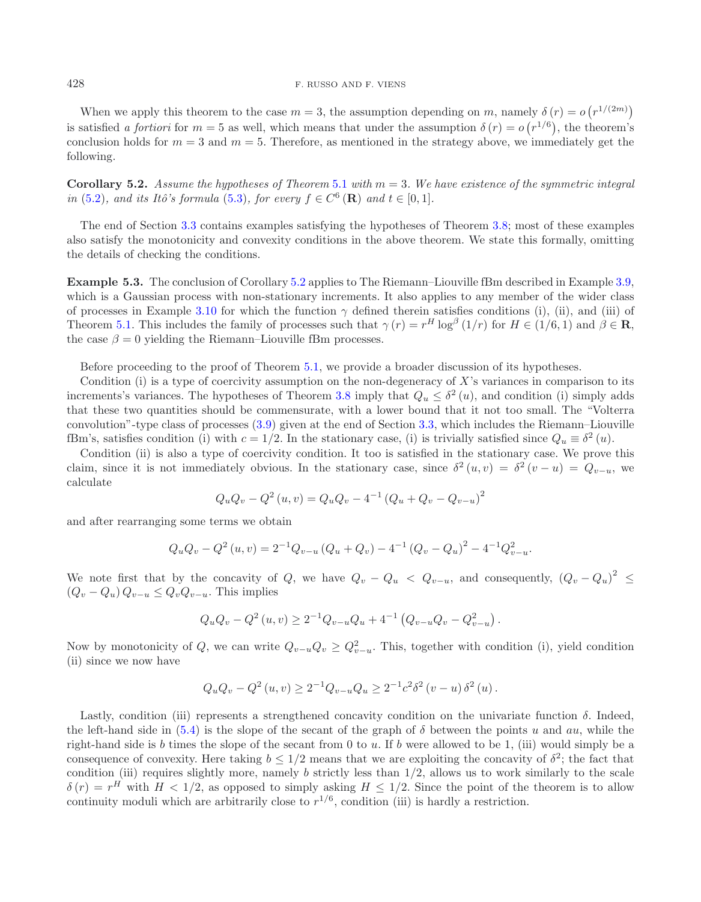When we apply this theorem to the case $m = 3$, the assumption depending on $m$, namely $\delta(r) = o\left(r^{1/(2m)}\right)$ is satisfied *a fortiori* for $m = 5$ as well, which means that under the assumption $\delta(r) = o\left(r^{1/6}\right)$, the theorem's conclusion holds for $m = 3$ and $m = 5$. Therefore, as mentioned in the strategy above, we immediately get the following.

**Corollary 5.2.** *Assume the hypotheses of Theorem 5.1 with $m = 3$. We have existence of the symmetric integral in (5.2), and its Itô's formula (5.3), for every $f \in C^6(\mathbf{R})$ and $t \in [0,1]$.*

The end of Section 3.3 contains examples satisfying the hypotheses of Theorem 3.8; most of these examples also satisfy the monotonicity and convexity conditions in the above theorem. We state this formally, omitting the details of checking the conditions.

**Example 5.3.** The conclusion of Corollary 5.2 applies to The Riemann–Liouville fBm described in Example 3.9, which is a Gaussian process with non-stationary increments. It also applies to any member of the wider class of processes in Example 3.10 for which the function $\gamma$ defined therein satisfies conditions (i), (ii), and (iii) of Theorem 5.1. This includes the family of processes such that $\gamma(r) = r^H \log^\beta(1/r)$ for $H \in (1/6, 1)$ and $\beta \in \mathbf{R}$, the case $\beta = 0$ yielding the Riemann–Liouville fBm processes.

Before proceeding to the proof of Theorem 5.1, we provide a broader discussion of its hypotheses.

Condition (i) is a type of coercivity assumption on the non-degeneracy of $X$'s variances in comparison to its increments's variances. The hypotheses of Theorem 3.8 imply that $Q_u \leq \delta^2(u)$, and condition (i) simply adds that these two quantities should be commensurate, with a lower bound that it not too small. The "Volterra convolution"-type class of processes (3.9) given at the end of Section 3.3, which includes the Riemann–Liouville fBm's, satisfies condition (i) with $c = 1/2$. In the stationary case, (i) is trivially satisfied since $Q_u \equiv \delta^2(u)$.

Condition (ii) is also a type of coercivity condition. It too is satisfied in the stationary case. We prove this claim, since it is not immediately obvious. In the stationary case, since $\delta^2(u,v) = \delta^2(v-u) = Q_{v-u}$, we calculate

$$Q_u Q_v - Q^2(u,v) = Q_u Q_v - 4^{-1}\left(Q_u + Q_v - Q_{v-u}\right)^2$$

and after rearranging some terms we obtain

$$Q_u Q_v - Q^2(u,v) = 2^{-1} Q_{v-u}\left(Q_u + Q_v\right) - 4^{-1}\left(Q_v - Q_u\right)^2 - 4^{-1} Q_{v-u}^2.$$

We note first that by the concavity of $Q$, we have $Q_v - Q_u < Q_{v-u}$, and consequently, $\left(Q_v - Q_u\right)^2 \leq \left(Q_v - Q_u\right) Q_{v-u} \leq Q_v Q_{v-u}$. This implies

$$Q_u Q_v - Q^2(u,v) \geq 2^{-1} Q_{v-u} Q_u + 4^{-1}\left(Q_{v-u} Q_v - Q_{v-u}^2\right).$$

Now by monotonicity of $Q$, we can write $Q_{v-u} Q_v \geq Q_{v-u}^2$. This, together with condition (i), yield condition (ii) since we now have

$$Q_u Q_v - Q^2(u,v) \geq 2^{-1} Q_{v-u} Q_u \geq 2^{-1} c^2 \delta^2(v-u)\,\delta^2(u).$$

Lastly, condition (iii) represents a strengthened concavity condition on the univariate function $\delta$. Indeed, the left-hand side in (5.4) is the slope of the secant of the graph of $\delta$ between the points $u$ and $au$, while the right-hand side is $b$ times the slope of the secant from 0 to $u$. If $b$ were allowed to be 1, (iii) would simply be a consequence of convexity. Here taking $b \leq 1/2$ means that we are exploiting the concavity of $\delta^2$; the fact that condition (iii) requires slightly more, namely $b$ strictly less than $1/2$, allows us to work similarly to the scale $\delta(r) = r^H$ with $H < 1/2$, as opposed to simply asking $H \leq 1/2$. Since the point of the theorem is to allow continuity moduli which are arbitrarily close to $r^{1/6}$, condition (iii) is hardly a restriction.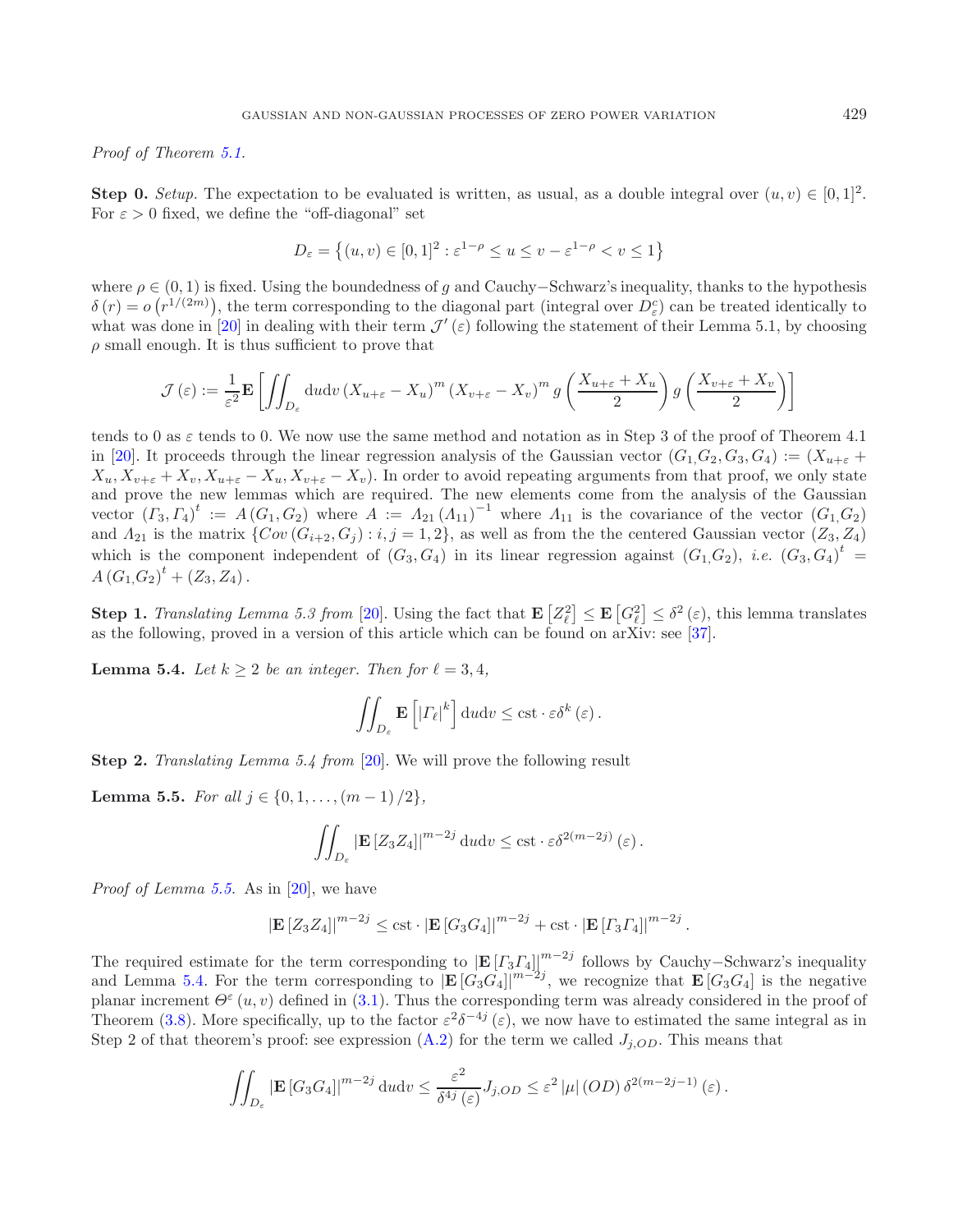*Proof of Theorem 5.1.*

**Step 0.** *Setup.* The expectation to be evaluated is written, as usual, as a double integral over $(u,v) \in [0,1]^2$. For $\varepsilon > 0$ fixed, we define the "off-diagonal" set

$$D_\varepsilon = \left\{ (u,v) \in [0,1]^2 : \varepsilon^{1-\rho} \le u \le v - \varepsilon^{1-\rho} < v \le 1 \right\}$$

where $\rho \in (0,1)$ is fixed. Using the boundedness of $g$ and Cauchy−Schwarz's inequality, thanks to the hypothesis $\delta(r) = o\left(r^{1/(2m)}\right)$, the term corresponding to the diagonal part (integral over $D_\varepsilon^c$) can be treated identically to what was done in [20] in dealing with their term $\mathcal{J}'(\varepsilon)$ following the statement of their Lemma 5.1, by choosing $\rho$ small enough. It is thus sufficient to prove that

$$\mathcal{J}(\varepsilon) := \frac{1}{\varepsilon^2} \mathbf{E}\left[ \iint_{D_\varepsilon} \mathrm{d}u\mathrm{d}v \, (X_{u+\varepsilon} - X_u)^m (X_{v+\varepsilon} - X_v)^m \, g\left( \frac{X_{u+\varepsilon} + X_u}{2} \right) g\left( \frac{X_{v+\varepsilon} + X_v}{2} \right) \right]$$

tends to 0 as $\varepsilon$ tends to 0. We now use the same method and notation as in Step 3 of the proof of Theorem 4.1 in [20]. It proceeds through the linear regression analysis of the Gaussian vector $(G_1, G_2, G_3, G_4) := (X_{u+\varepsilon} + X_u, X_{v+\varepsilon} + X_v, X_{u+\varepsilon} - X_u, X_{v+\varepsilon} - X_v)$. In order to avoid repeating arguments from that proof, we only state and prove the new lemmas which are required. The new elements come from the analysis of the Gaussian vector $(\Gamma_3, \Gamma_4)^t := A(G_1, G_2)$ where $A := \Lambda_{21}(\Lambda_{11})^{-1}$ where $\Lambda_{11}$ is the covariance of the vector $(G_1, G_2)$ and $\Lambda_{21}$ is the matrix $\{Cov(G_{i+2}, G_j) : i,j = 1,2\}$, as well as from the the centered Gaussian vector $(Z_3, Z_4)$ which is the component independent of $(G_3, G_4)$ in its linear regression against $(G_1, G_2)$, *i.e.* $(G_3, G_4)^t = A(G_1, G_2)^t + (Z_3, Z_4)$.

**Step 1.** *Translating Lemma 5.3 from* [20]. Using the fact that $\mathbf{E}\left[Z_\ell^2\right] \le \mathbf{E}\left[G_\ell^2\right] \le \delta^2(\varepsilon)$, this lemma translates as the following, proved in a version of this article which can be found on arXiv: see [37].

**Lemma 5.4.** *Let $k \ge 2$ be an integer. Then for $\ell = 3, 4$,*

$$\iint_{D_\varepsilon} \mathbf{E}\left[ |\Gamma_\ell|^k \right] \mathrm{d}u\mathrm{d}v \le \mathrm{cst} \cdot \varepsilon \delta^k(\varepsilon).$$

**Step 2.** *Translating Lemma 5.4 from* [20]. We will prove the following result

**Lemma 5.5.** *For all $j \in \{0, 1, \ldots, (m-1)/2\}$,*

$$\iint_{D_\varepsilon} |\mathbf{E}[Z_3 Z_4]|^{m-2j} \, \mathrm{d}u\mathrm{d}v \le \mathrm{cst} \cdot \varepsilon \delta^{2(m-2j)}(\varepsilon).$$

*Proof of Lemma 5.5.* As in [20], we have

$$|\mathbf{E}[Z_3 Z_4]|^{m-2j} \le \mathrm{cst} \cdot |\mathbf{E}[G_3 G_4]|^{m-2j} + \mathrm{cst} \cdot |\mathbf{E}[\Gamma_3 \Gamma_4]|^{m-2j}.$$

The required estimate for the term corresponding to $|\mathbf{E}[\Gamma_3 \Gamma_4]|^{m-2j}$ follows by Cauchy−Schwarz's inequality and Lemma 5.4. For the term corresponding to $|\mathbf{E}[G_3 G_4]|^{m-2j}$, we recognize that $\mathbf{E}[G_3 G_4]$ is the negative planar increment $\Theta^\varepsilon(u,v)$ defined in (3.1). Thus the corresponding term was already considered in the proof of Theorem (3.8). More specifically, up to the factor $\varepsilon^2 \delta^{-4j}(\varepsilon)$, we now have to estimated the same integral as in Step 2 of that theorem's proof: see expression (A.2) for the term we called $J_{j,OD}$. This means that

$$\iint_{D_\varepsilon} |\mathbf{E}[G_3 G_4]|^{m-2j} \, \mathrm{d}u\mathrm{d}v \le \frac{\varepsilon^2}{\delta^{4j}(\varepsilon)} J_{j,OD} \le \varepsilon^2 |\mu|(OD) \, \delta^{2(m-2j-1)}(\varepsilon).$$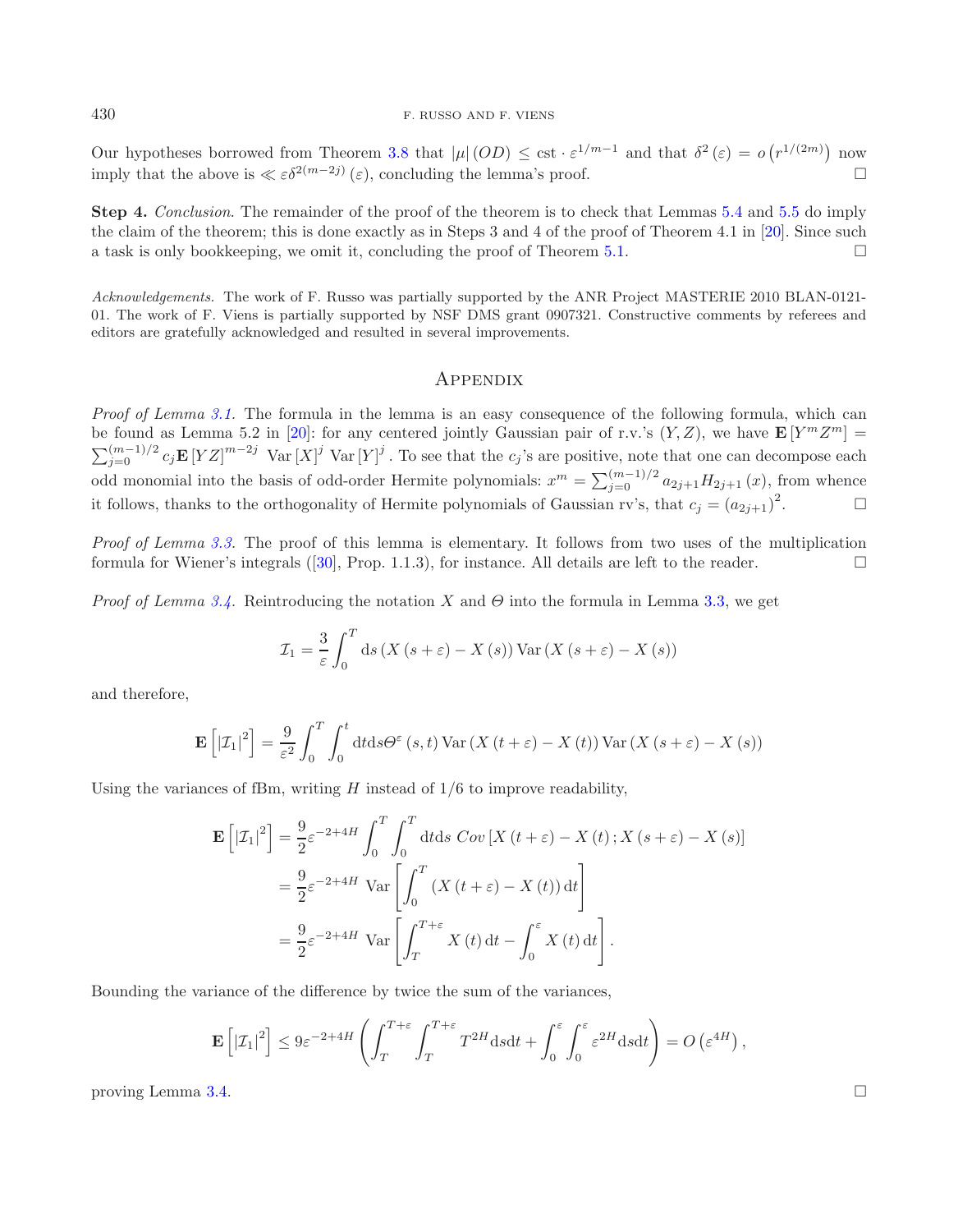Our hypotheses borrowed from Theorem 3.8 that $|\mu|(OD) \leq \text{cst} \cdot \varepsilon^{1/m-1}$ and that $\delta^2(\varepsilon) = o\left(r^{1/(2m)}\right)$ now imply that the above is $\ll \varepsilon\delta^{2(m-2j)}(\varepsilon)$, concluding the lemma's proof. □

**Step 4.** *Conclusion.* The remainder of the proof of the theorem is to check that Lemmas 5.4 and 5.5 do imply the claim of the theorem; this is done exactly as in Steps 3 and 4 of the proof of Theorem 4.1 in [20]. Since such a task is only bookkeeping, we omit it, concluding the proof of Theorem 5.1. □

*Acknowledgements.* The work of F. Russo was partially supported by the ANR Project MASTERIE 2010 BLAN-0121-01. The work of F. Viens is partially supported by NSF DMS grant 0907321. Constructive comments by referees and editors are gratefully acknowledged and resulted in several improvements.

## Appendix

*Proof of Lemma 3.1.* The formula in the lemma is an easy consequence of the following formula, which can be found as Lemma 5.2 in [20]: for any centered jointly Gaussian pair of r.v.'s $(Y,Z)$, we have $\mathbf{E}[Y^m Z^m] = \sum_{j=0}^{(m-1)/2} c_j \mathbf{E}[YZ]^{m-2j}\ \text{Var}[X]^j\ \text{Var}[Y]^j$. To see that the $c_j$'s are positive, note that one can decompose each odd monomial into the basis of odd-order Hermite polynomials: $x^m = \sum_{j=0}^{(m-1)/2} a_{2j+1} H_{2j+1}(x)$, from whence it follows, thanks to the orthogonality of Hermite polynomials of Gaussian rv's, that $c_j = (a_{2j+1})^2$. □

*Proof of Lemma 3.3.* The proof of this lemma is elementary. It follows from two uses of the multiplication formula for Wiener's integrals ([30], Prop. 1.1.3), for instance. All details are left to the reader. □

*Proof of Lemma 3.4.* Reintroducing the notation $X$ and $\Theta$ into the formula in Lemma 3.3, we get

$$\mathcal{I}_1 = \frac{3}{\varepsilon}\int_0^T \mathrm{d}s\,(X(s+\varepsilon) - X(s))\,\text{Var}\,(X(s+\varepsilon) - X(s))$$

and therefore,

$$\mathbf{E}\left[|\mathcal{I}_1|^2\right] = \frac{9}{\varepsilon^2}\int_0^T\int_0^t \mathrm{d}t\mathrm{d}s\Theta^\varepsilon(s,t)\,\text{Var}\,(X(t+\varepsilon) - X(t))\,\text{Var}\,(X(s+\varepsilon) - X(s))$$

Using the variances of fBm, writing $H$ instead of $1/6$ to improve readability,

$$\begin{aligned}
\mathbf{E}\left[|\mathcal{I}_1|^2\right] &= \frac{9}{2}\varepsilon^{-2+4H}\int_0^T\int_0^T \mathrm{d}t\mathrm{d}s\ Cov\left[X(t+\varepsilon) - X(t); X(s+\varepsilon) - X(s)\right] \\
&= \frac{9}{2}\varepsilon^{-2+4H}\ \text{Var}\left[\int_0^T (X(t+\varepsilon) - X(t))\,\mathrm{d}t\right] \\
&= \frac{9}{2}\varepsilon^{-2+4H}\ \text{Var}\left[\int_T^{T+\varepsilon} X(t)\,\mathrm{d}t - \int_0^\varepsilon X(t)\,\mathrm{d}t\right].
\end{aligned}$$

Bounding the variance of the difference by twice the sum of the variances,

$$\mathbf{E}\left[|\mathcal{I}_1|^2\right] \leq 9\varepsilon^{-2+4H}\left(\int_T^{T+\varepsilon}\int_T^{T+\varepsilon} T^{2H}\mathrm{d}s\mathrm{d}t + \int_0^\varepsilon\int_0^\varepsilon \varepsilon^{2H}\mathrm{d}s\mathrm{d}t\right) = O\left(\varepsilon^{4H}\right),$$

proving Lemma 3.4. □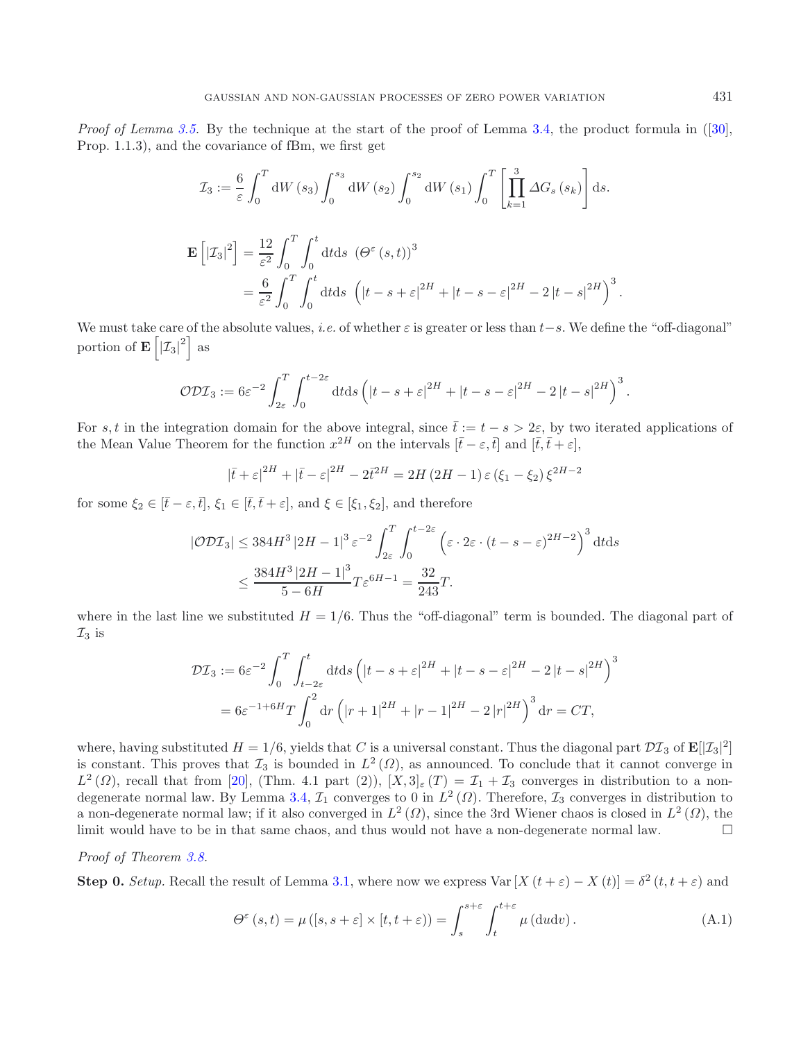*Proof of Lemma 3.5.* By the technique at the start of the proof of Lemma 3.4, the product formula in ([30], Prop. 1.1.3), and the covariance of fBm, we first get

$$\mathcal{I}_3 := \frac{6}{\varepsilon} \int_0^T \mathrm{d}W(s_3) \int_0^{s_3} \mathrm{d}W(s_2) \int_0^{s_2} \mathrm{d}W(s_1) \int_0^T \left[ \prod_{k=1}^{3} \Delta G_s(s_k) \right] \mathrm{d}s.$$

$$\begin{aligned}
\mathbf{E}\left[ |\mathcal{I}_3|^2 \right] &= \frac{12}{\varepsilon^2} \int_0^T \int_0^t \mathrm{d}t\mathrm{d}s \ \left( \Theta^{\varepsilon}(s,t) \right)^3 \\
&= \frac{6}{\varepsilon^2} \int_0^T \int_0^t \mathrm{d}t\mathrm{d}s \ \left( |t-s+\varepsilon|^{2H} + |t-s-\varepsilon|^{2H} - 2|t-s|^{2H} \right)^3.
\end{aligned}$$

We must take care of the absolute values, *i.e.* of whether $\varepsilon$ is greater or less than $t-s$. We define the "off-diagonal" portion of $\mathbf{E}\left[|\mathcal{I}_3|^2\right]$ as

$$\mathcal{ODI}_3 := 6\varepsilon^{-2} \int_{2\varepsilon}^T \int_0^{t-2\varepsilon} \mathrm{d}t\mathrm{d}s \left( |t-s+\varepsilon|^{2H} + |t-s-\varepsilon|^{2H} - 2|t-s|^{2H} \right)^3.$$

For $s,t$ in the integration domain for the above integral, since $\bar{t} := t-s > 2\varepsilon$, by two iterated applications of the Mean Value Theorem for the function $x^{2H}$ on the intervals $[\bar{t}-\varepsilon, \bar{t}]$ and $[\bar{t}, \bar{t}+\varepsilon]$,

$$|\bar{t}+\varepsilon|^{2H} + |\bar{t}-\varepsilon|^{2H} - 2\bar{t}^{2H} = 2H(2H-1)\varepsilon(\xi_1-\xi_2)\xi^{2H-2}$$

for some $\xi_2 \in [\bar{t}-\varepsilon, \bar{t}]$, $\xi_1 \in [\bar{t}, \bar{t}+\varepsilon]$, and $\xi \in [\xi_1, \xi_2]$, and therefore

$$\begin{aligned}
|\mathcal{ODI}_3| &\leq 384H^3|2H-1|^3 \varepsilon^{-2} \int_{2\varepsilon}^T \int_0^{t-2\varepsilon} \left( \varepsilon \cdot 2\varepsilon \cdot (t-s-\varepsilon)^{2H-2} \right)^3 \mathrm{d}t\mathrm{d}s \\
&\leq \frac{384H^3|2H-1|^3}{5-6H} T\varepsilon^{6H-1} = \frac{32}{243}T.
\end{aligned}$$

where in the last line we substituted $H = 1/6$. Thus the "off-diagonal" term is bounded. The diagonal part of $\mathcal{I}_3$ is

$$\begin{aligned}
\mathcal{DI}_3 &:= 6\varepsilon^{-2} \int_0^T \int_{t-2\varepsilon}^t \mathrm{d}t\mathrm{d}s \left( |t-s+\varepsilon|^{2H} + |t-s-\varepsilon|^{2H} - 2|t-s|^{2H} \right)^3 \\
&= 6\varepsilon^{-1+6H} T \int_0^2 \mathrm{d}r \left( |r+1|^{2H} + |r-1|^{2H} - 2|r|^{2H} \right)^3 \mathrm{d}r = CT,
\end{aligned}$$

where, having substituted $H = 1/6$, yields that $C$ is a universal constant. Thus the diagonal part $\mathcal{DI}_3$ of $\mathbf{E}[|\mathcal{I}_3|^2]$ is constant. This proves that $\mathcal{I}_3$ is bounded in $L^2(\Omega)$, as announced. To conclude that it cannot converge in $L^2(\Omega)$, recall that from [20], (Thm. 4.1 part (2)), $[X,3]_\varepsilon(T) = \mathcal{I}_1 + \mathcal{I}_3$ converges in distribution to a non-degenerate normal law. By Lemma 3.4, $\mathcal{I}_1$ converges to 0 in $L^2(\Omega)$. Therefore, $\mathcal{I}_3$ converges in distribution to a non-degenerate normal law; if it also converged in $L^2(\Omega)$, since the 3rd Wiener chaos is closed in $L^2(\Omega)$, the limit would have to be in that same chaos, and thus would not have a non-degenerate normal law. $\square$

*Proof of Theorem 3.8.*

**Step 0.** *Setup.* Recall the result of Lemma 3.1, where now we express $\mathrm{Var}[X(t+\varepsilon) - X(t)] = \delta^2(t, t+\varepsilon)$ and

$$\Theta^{\varepsilon}(s,t) = \mu([s,s+\varepsilon] \times [t,t+\varepsilon)) = \int_s^{s+\varepsilon} \int_t^{t+\varepsilon} \mu(\mathrm{d}u\mathrm{d}v). \tag{A.1}$$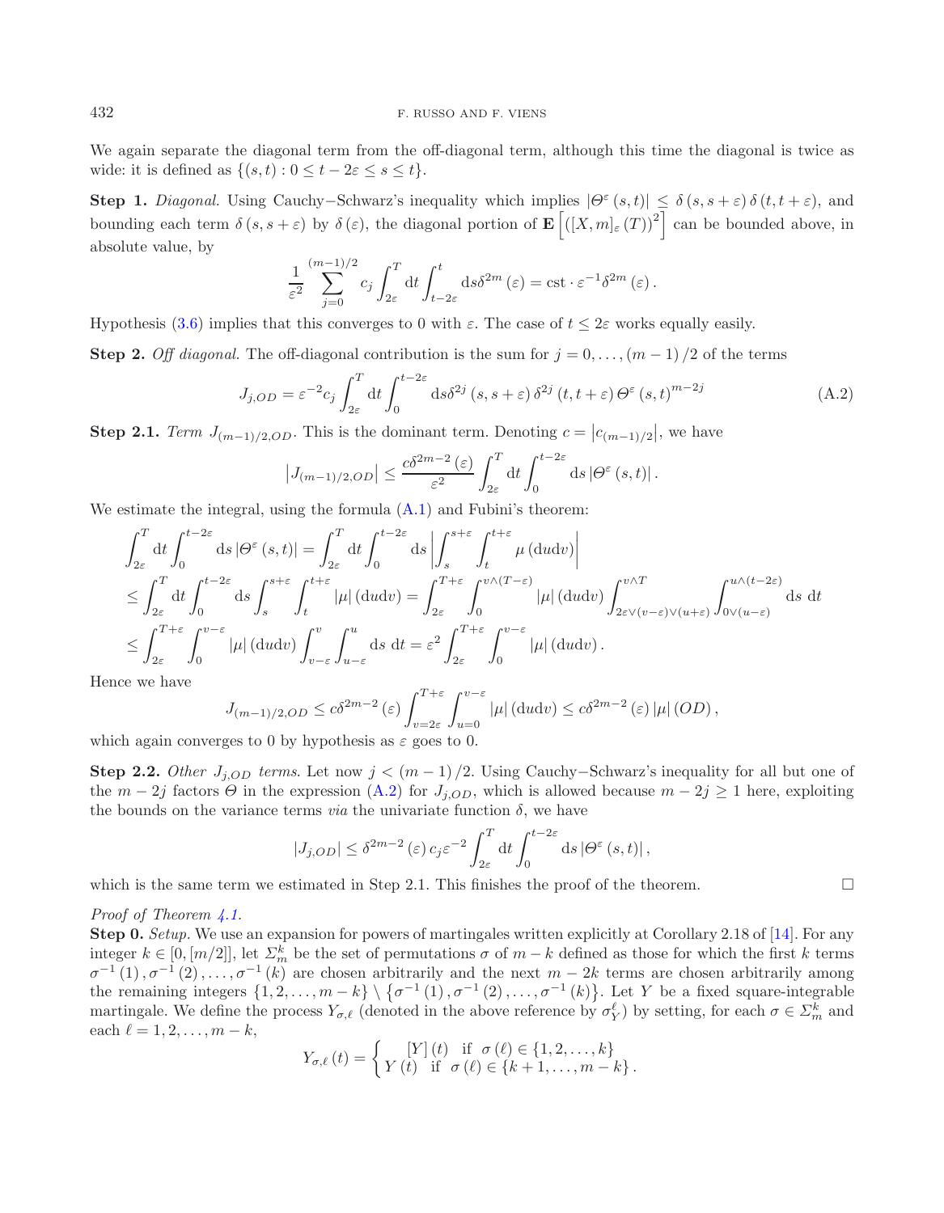We again separate the diagonal term from the off-diagonal term, although this time the diagonal is twice as wide: it is defined as $\{(s,t) : 0 \le t - 2\varepsilon \le s \le t\}$.

**Step 1.** *Diagonal.* Using Cauchy−Schwarz's inequality which implies $|\Theta^{\varepsilon}(s,t)| \le \delta(s, s+\varepsilon)\,\delta(t, t+\varepsilon)$, and bounding each term $\delta(s, s+\varepsilon)$ by $\delta(\varepsilon)$, the diagonal portion of $\mathbf{E}\left[([X,m]_{\varepsilon}(T))^2\right]$ can be bounded above, in absolute value, by

$$\frac{1}{\varepsilon^2}\sum_{j=0}^{(m-1)/2} c_j \int_{2\varepsilon}^{T} \mathrm{d}t \int_{t-2\varepsilon}^{t} \mathrm{d}s \delta^{2m}(\varepsilon) = \mathrm{cst} \cdot \varepsilon^{-1}\delta^{2m}(\varepsilon).$$

Hypothesis (3.6) implies that this converges to 0 with $\varepsilon$. The case of $t \le 2\varepsilon$ works equally easily.

**Step 2.** *Off diagonal.* The off-diagonal contribution is the sum for $j = 0, \ldots, (m-1)/2$ of the terms

$$J_{j,OD} = \varepsilon^{-2} c_j \int_{2\varepsilon}^{T} \mathrm{d}t \int_{0}^{t-2\varepsilon} \mathrm{d}s \delta^{2j}(s, s+\varepsilon)\,\delta^{2j}(t, t+\varepsilon)\,\Theta^{\varepsilon}(s,t)^{m-2j} \tag{A.2}$$

**Step 2.1.** *Term $J_{(m-1)/2,OD}$.* This is the dominant term. Denoting $c = \left|c_{(m-1)/2}\right|$, we have

$$\left|J_{(m-1)/2,OD}\right| \le \frac{c\delta^{2m-2}(\varepsilon)}{\varepsilon^2}\int_{2\varepsilon}^{T}\mathrm{d}t \int_{0}^{t-2\varepsilon} \mathrm{d}s\,|\Theta^{\varepsilon}(s,t)|.$$

We estimate the integral, using the formula (A.1) and Fubini's theorem:

$$\begin{aligned}
&\int_{2\varepsilon}^{T}\mathrm{d}t \int_{0}^{t-2\varepsilon}\mathrm{d}s\,|\Theta^{\varepsilon}(s,t)| = \int_{2\varepsilon}^{T}\mathrm{d}t\int_{0}^{t-2\varepsilon}\mathrm{d}s\left|\int_{s}^{s+\varepsilon}\int_{t}^{t+\varepsilon}\mu(\mathrm{d}u\mathrm{d}v)\right| \\
&\le \int_{2\varepsilon}^{T}\mathrm{d}t\int_{0}^{t-2\varepsilon}\mathrm{d}s\int_{s}^{s+\varepsilon}\int_{t}^{t+\varepsilon}|\mu|(\mathrm{d}u\mathrm{d}v) = \int_{2\varepsilon}^{T+\varepsilon}\int_{0}^{v\wedge(T-\varepsilon)}|\mu|(\mathrm{d}u\mathrm{d}v)\int_{2\varepsilon\vee(v-\varepsilon)\vee(u+\varepsilon)}^{v\wedge T}\int_{0\vee(u-\varepsilon)}^{u\wedge(t-2\varepsilon)}\mathrm{d}s\ \mathrm{d}t \\
&\le \int_{2\varepsilon}^{T+\varepsilon}\int_{0}^{v-\varepsilon}|\mu|(\mathrm{d}u\mathrm{d}v)\int_{v-\varepsilon}^{v}\int_{u-\varepsilon}^{u}\mathrm{d}s\ \mathrm{d}t = \varepsilon^2\int_{2\varepsilon}^{T+\varepsilon}\int_{0}^{v-\varepsilon}|\mu|(\mathrm{d}u\mathrm{d}v).
\end{aligned}$$

Hence we have

$$J_{(m-1)/2,OD} \le c\delta^{2m-2}(\varepsilon)\int_{v=2\varepsilon}^{T+\varepsilon}\int_{u=0}^{v-\varepsilon}|\mu|(\mathrm{d}u\mathrm{d}v) \le c\delta^{2m-2}(\varepsilon)\,|\mu|(OD),$$

which again converges to 0 by hypothesis as $\varepsilon$ goes to 0.

**Step 2.2.** *Other $J_{j,OD}$ terms.* Let now $j < (m-1)/2$. Using Cauchy−Schwarz's inequality for all but one of the $m-2j$ factors $\Theta$ in the expression (A.2) for $J_{j,OD}$, which is allowed because $m - 2j \ge 1$ here, exploiting the bounds on the variance terms *via* the univariate function $\delta$, we have

$$|J_{j,OD}| \le \delta^{2m-2}(\varepsilon)\,c_j\varepsilon^{-2}\int_{2\varepsilon}^{T}\mathrm{d}t\int_{0}^{t-2\varepsilon}\mathrm{d}s\,|\Theta^{\varepsilon}(s,t)|,$$

which is the same term we estimated in Step 2.1. This finishes the proof of the theorem. □

*Proof of Theorem 4.1.*

**Step 0.** *Setup.* We use an expansion for powers of martingales written explicitly at Corollary 2.18 of [14]. For any integer $k \in [0, [m/2]]$, let $\Sigma_m^k$ be the set of permutations $\sigma$ of $m-k$ defined as those for which the first $k$ terms $\sigma^{-1}(1), \sigma^{-1}(2), \ldots, \sigma^{-1}(k)$ are chosen arbitrarily and the next $m-2k$ terms are chosen arbitrarily among the remaining integers $\{1, 2, \ldots, m-k\} \setminus \{\sigma^{-1}(1), \sigma^{-1}(2), \ldots, \sigma^{-1}(k)\}$. Let $Y$ be a fixed square-integrable martingale. We define the process $Y_{\sigma,\ell}$ (denoted in the above reference by $\sigma_Y^{\ell}$) by setting, for each $\sigma \in \Sigma_m^k$ and each $\ell = 1, 2, \ldots, m-k$,

$$Y_{\sigma,\ell}(t) = \begin{cases} [Y](t) & \text{if } \sigma(\ell) \in \{1, 2, \ldots, k\} \\ Y(t) & \text{if } \sigma(\ell) \in \{k+1, \ldots, m-k\}. \end{cases}$$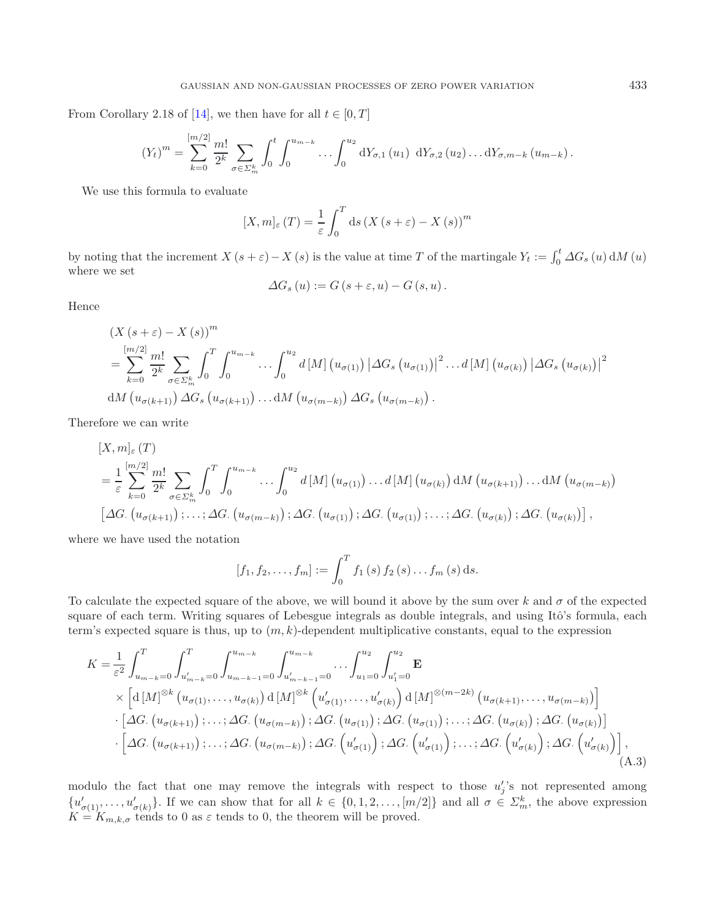From Corollary 2.18 of [14], we then have for all $t \in [0,T]$

$$(Y_t)^m = \sum_{k=0}^{[m/2]} \frac{m!}{2^k} \sum_{\sigma \in \Sigma_m^k} \int_0^t \int_0^{u_{m-k}} \ldots \int_0^{u_2} \mathrm{d}Y_{\sigma,1}(u_1) \; \mathrm{d}Y_{\sigma,2}(u_2) \ldots \mathrm{d}Y_{\sigma,m-k}(u_{m-k}).$$

We use this formula to evaluate

$$[X,m]_\varepsilon(T) = \frac{1}{\varepsilon} \int_0^T \mathrm{d}s \, (X(s+\varepsilon) - X(s))^m$$

by noting that the increment $X(s+\varepsilon) - X(s)$ is the value at time $T$ of the martingale $Y_t := \int_0^t \Delta G_s(u) \, \mathrm{d}M(u)$ where we set

$$\Delta G_s(u) := G(s+\varepsilon, u) - G(s,u).$$

Hence

$$\begin{aligned}
&(X(s+\varepsilon) - X(s))^m \\
&= \sum_{k=0}^{[m/2]} \frac{m!}{2^k} \sum_{\sigma \in \Sigma_m^k} \int_0^T \int_0^{u_{m-k}} \ldots \int_0^{u_2} d[M](u_{\sigma(1)}) \left|\Delta G_s(u_{\sigma(1)})\right|^2 \ldots d[M](u_{\sigma(k)}) \left|\Delta G_s(u_{\sigma(k)})\right|^2 \\
&\mathrm{d}M(u_{\sigma(k+1)}) \, \Delta G_s(u_{\sigma(k+1)}) \ldots \mathrm{d}M(u_{\sigma(m-k)}) \, \Delta G_s(u_{\sigma(m-k)}).
\end{aligned}$$

Therefore we can write

$$\begin{aligned}
&[X,m]_\varepsilon(T) \\
&= \frac{1}{\varepsilon} \sum_{k=0}^{[m/2]} \frac{m!}{2^k} \sum_{\sigma \in \Sigma_m^k} \int_0^T \int_0^{u_{m-k}} \ldots \int_0^{u_2} d[M](u_{\sigma(1)}) \ldots d[M](u_{\sigma(k)}) \, \mathrm{d}M(u_{\sigma(k+1)}) \ldots \mathrm{d}M(u_{\sigma(m-k)}) \\
&\left[\Delta G_\cdot(u_{\sigma(k+1)}); \ldots; \Delta G_\cdot(u_{\sigma(m-k)}); \Delta G_\cdot(u_{\sigma(1)}); \Delta G_\cdot(u_{\sigma(1)}); \ldots; \Delta G_\cdot(u_{\sigma(k)}); \Delta G_\cdot(u_{\sigma(k)})\right],
\end{aligned}$$

where we have used the notation

$$[f_1, f_2, \ldots, f_m] := \int_0^T f_1(s) \, f_2(s) \ldots f_m(s) \, \mathrm{d}s.$$

To calculate the expected square of the above, we will bound it above by the sum over $k$ and $\sigma$ of the expected square of each term. Writing squares of Lebesgue integrals as double integrals, and using Itô's formula, each term's expected square is thus, up to $(m,k)$-dependent multiplicative constants, equal to the expression

$$\begin{aligned}
K = &\frac{1}{\varepsilon^2} \int_{u_{m-k}=0}^T \int_{u'_{m-k}=0}^T \int_{u_{m-k-1}=0}^{u_{m-k}} \int_{u'_{m-k-1}=0}^{u_{m-k}} \ldots \int_{u_1=0}^{u_2} \int_{u'_1=0}^{u_2} \mathbf{E} \\
&\times \left[\mathrm{d}[M]^{\otimes k}(u_{\sigma(1)}, \ldots, u_{\sigma(k)}) \, \mathrm{d}[M]^{\otimes k}\left(u'_{\sigma(1)}, \ldots, u'_{\sigma(k)}\right) \mathrm{d}[M]^{\otimes(m-2k)}(u_{\sigma(k+1)}, \ldots, u_{\sigma(m-k)})\right] \\
&\cdot \left[\Delta G_\cdot(u_{\sigma(k+1)}); \ldots; \Delta G_\cdot(u_{\sigma(m-k)}); \Delta G_\cdot(u_{\sigma(1)}); \Delta G_\cdot(u_{\sigma(1)}); \ldots; \Delta G_\cdot(u_{\sigma(k)}); \Delta G_\cdot(u_{\sigma(k)})\right] \\
&\cdot \left[\Delta G_\cdot(u_{\sigma(k+1)}); \ldots; \Delta G_\cdot(u_{\sigma(m-k)}); \Delta G_\cdot\left(u'_{\sigma(1)}\right); \Delta G_\cdot\left(u'_{\sigma(1)}\right); \ldots; \Delta G_\cdot\left(u'_{\sigma(k)}\right); \Delta G_\cdot\left(u'_{\sigma(k)}\right)\right],
\end{aligned} \tag{A.3}$$

modulo the fact that one may remove the integrals with respect to those $u'_j$'s not represented among $\{u'_{\sigma(1)}, \ldots, u'_{\sigma(k)}\}$. If we can show that for all $k \in \{0, 1, 2, \ldots, [m/2]\}$ and all $\sigma \in \Sigma_m^k$, the above expression $K = K_{m,k,\sigma}$ tends to 0 as $\varepsilon$ tends to 0, the theorem will be proved.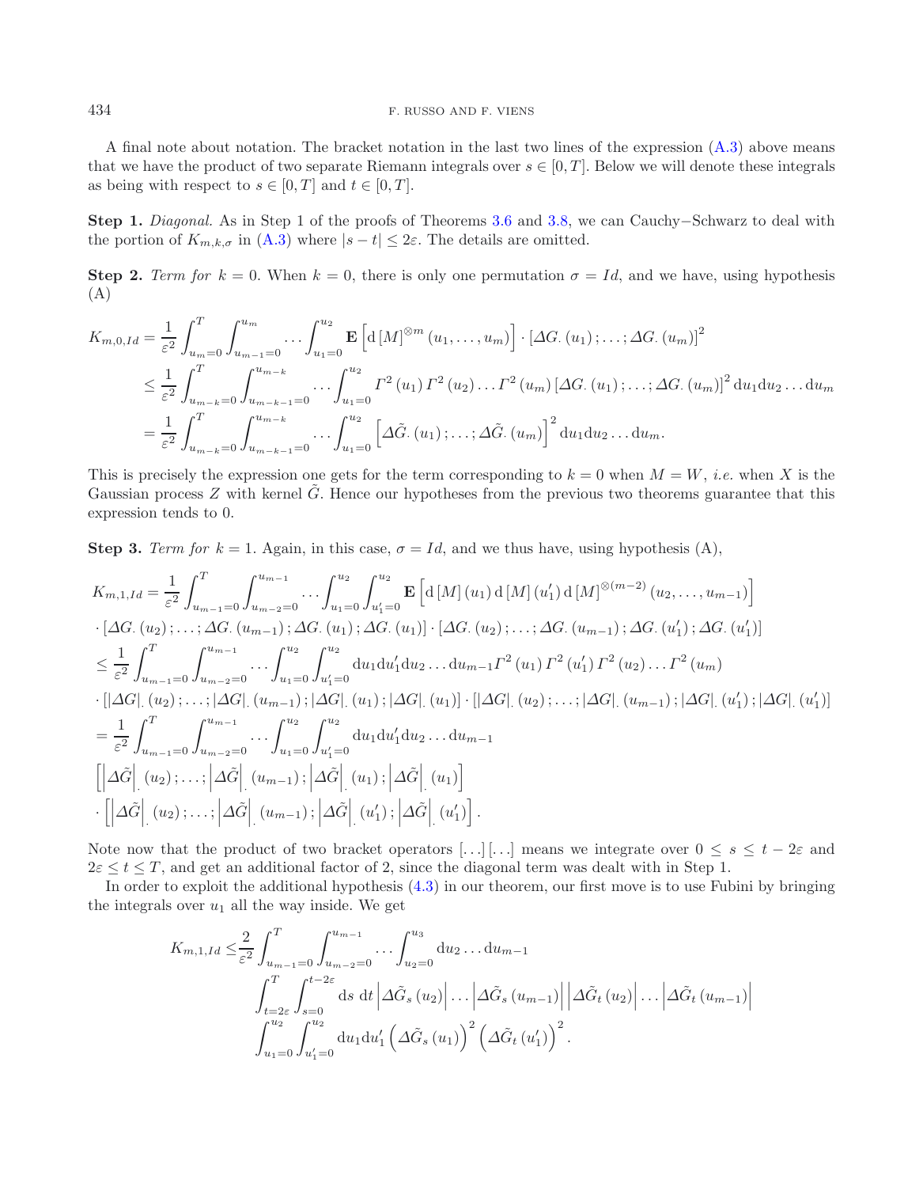A final note about notation. The bracket notation in the last two lines of the expression (A.3) above means that we have the product of two separate Riemann integrals over $s \in [0,T]$. Below we will denote these integrals as being with respect to $s \in [0,T]$ and $t \in [0,T]$.

**Step 1.** *Diagonal.* As in Step 1 of the proofs of Theorems 3.6 and 3.8, we can Cauchy−Schwarz to deal with the portion of $K_{m,k,\sigma}$ in (A.3) where $|s-t| \le 2\varepsilon$. The details are omitted.

**Step 2.** *Term for* $k = 0$. When $k = 0$, there is only one permutation $\sigma = Id$, and we have, using hypothesis (A)

$$
\begin{aligned}
K_{m,0,Id} &= \frac{1}{\varepsilon^2}\int_{u_m=0}^{T}\int_{u_{m-1}=0}^{u_m}\dots\int_{u_1=0}^{u_2}\mathbf{E}\left[\mathrm{d}\left[M\right]^{\otimes m}(u_1,\dots,u_m)\right]\cdot\left[\Delta G_{\cdot}(u_1);\dots;\Delta G_{\cdot}(u_m)\right]^2 \\
&\le \frac{1}{\varepsilon^2}\int_{u_{m-k}=0}^{T}\int_{u_{m-k-1}=0}^{u_{m-k}}\dots\int_{u_1=0}^{u_2}\Gamma^2(u_1)\,\Gamma^2(u_2)\dots\Gamma^2(u_m)\left[\Delta G_{\cdot}(u_1);\dots;\Delta G_{\cdot}(u_m)\right]^2\mathrm{d}u_1\mathrm{d}u_2\dots\mathrm{d}u_m \\
&= \frac{1}{\varepsilon^2}\int_{u_{m-k}=0}^{T}\int_{u_{m-k-1}=0}^{u_{m-k}}\dots\int_{u_1=0}^{u_2}\left[\Delta\tilde{G}_{\cdot}(u_1);\dots;\Delta\tilde{G}_{\cdot}(u_m)\right]^2\mathrm{d}u_1\mathrm{d}u_2\dots\mathrm{d}u_m.
\end{aligned}
$$

This is precisely the expression one gets for the term corresponding to $k = 0$ when $M = W$, *i.e.* when $X$ is the Gaussian process $Z$ with kernel $\tilde{G}$. Hence our hypotheses from the previous two theorems guarantee that this expression tends to 0.

**Step 3.** *Term for* $k = 1$. Again, in this case, $\sigma = Id$, and we thus have, using hypothesis (A),

$$
\begin{aligned}
K_{m,1,Id} &= \frac{1}{\varepsilon^2}\int_{u_{m-1}=0}^{T}\int_{u_{m-2}=0}^{u_{m-1}}\dots\int_{u_1=0}^{u_2}\int_{u_1'=0}^{u_2}\mathbf{E}\left[\mathrm{d}\left[M\right](u_1)\,\mathrm{d}\left[M\right](u_1')\,\mathrm{d}\left[M\right]^{\otimes(m-2)}(u_2,\dots,u_{m-1})\right] \\
&\cdot\left[\Delta G_{\cdot}(u_2);\dots;\Delta G_{\cdot}(u_{m-1});\Delta G_{\cdot}(u_1);\Delta G_{\cdot}(u_1)\right]\cdot\left[\Delta G_{\cdot}(u_2);\dots;\Delta G_{\cdot}(u_{m-1});\Delta G_{\cdot}(u_1');\Delta G_{\cdot}(u_1')\right] \\
&\le \frac{1}{\varepsilon^2}\int_{u_{m-1}=0}^{T}\int_{u_{m-2}=0}^{u_{m-1}}\dots\int_{u_1=0}^{u_2}\int_{u_1'=0}^{u_2}\mathrm{d}u_1\mathrm{d}u_1'\mathrm{d}u_2\dots\mathrm{d}u_{m-1}\Gamma^2(u_1)\,\Gamma^2(u_1')\,\Gamma^2(u_2)\dots\Gamma^2(u_m) \\
&\cdot\left[|\Delta G|_{\cdot}(u_2);\dots;|\Delta G|_{\cdot}(u_{m-1});|\Delta G|_{\cdot}(u_1);|\Delta G|_{\cdot}(u_1)\right]\cdot\left[|\Delta G|_{\cdot}(u_2);\dots;|\Delta G|_{\cdot}(u_{m-1});|\Delta G|_{\cdot}(u_1');|\Delta G|_{\cdot}(u_1')\right] \\
&= \frac{1}{\varepsilon^2}\int_{u_{m-1}=0}^{T}\int_{u_{m-2}=0}^{u_{m-1}}\dots\int_{u_1=0}^{u_2}\int_{u_1'=0}^{u_2}\mathrm{d}u_1\mathrm{d}u_1'\mathrm{d}u_2\dots\mathrm{d}u_{m-1} \\
&\left[\left|\Delta\tilde{G}\right|_{\cdot}(u_2);\dots;\left|\Delta\tilde{G}\right|_{\cdot}(u_{m-1});\left|\Delta\tilde{G}\right|_{\cdot}(u_1);\left|\Delta\tilde{G}\right|_{\cdot}(u_1)\right] \\
&\cdot\left[\left|\Delta\tilde{G}\right|_{\cdot}(u_2);\dots;\left|\Delta\tilde{G}\right|_{\cdot}(u_{m-1});\left|\Delta\tilde{G}\right|_{\cdot}(u_1');\left|\Delta\tilde{G}\right|_{\cdot}(u_1')\right].
\end{aligned}
$$

Note now that the product of two bracket operators $[\dots][\dots]$ means we integrate over $0 \le s \le t - 2\varepsilon$ and $2\varepsilon \le t \le T$, and get an additional factor of 2, since the diagonal term was dealt with in Step 1.

In order to exploit the additional hypothesis (4.3) in our theorem, our first move is to use Fubini by bringing the integrals over $u_1$ all the way inside. We get

$$
\begin{aligned}
K_{m,1,Id} \le &\frac{2}{\varepsilon^2}\int_{u_{m-1}=0}^{T}\int_{u_{m-2}=0}^{u_{m-1}}\dots\int_{u_2=0}^{u_3}\mathrm{d}u_2\dots\mathrm{d}u_{m-1} \\
&\int_{t=2\varepsilon}^{T}\int_{s=0}^{t-2\varepsilon}\mathrm{d}s\ \mathrm{d}t\left|\Delta\tilde{G}_s(u_2)\right|\dots\left|\Delta\tilde{G}_s(u_{m-1})\right|\left|\Delta\tilde{G}_t(u_2)\right|\dots\left|\Delta\tilde{G}_t(u_{m-1})\right| \\
&\int_{u_1=0}^{u_2}\int_{u_1'=0}^{u_2}\mathrm{d}u_1\mathrm{d}u_1'\left(\Delta\tilde{G}_s(u_1)\right)^2\left(\Delta\tilde{G}_t(u_1')\right)^2.
\end{aligned}
$$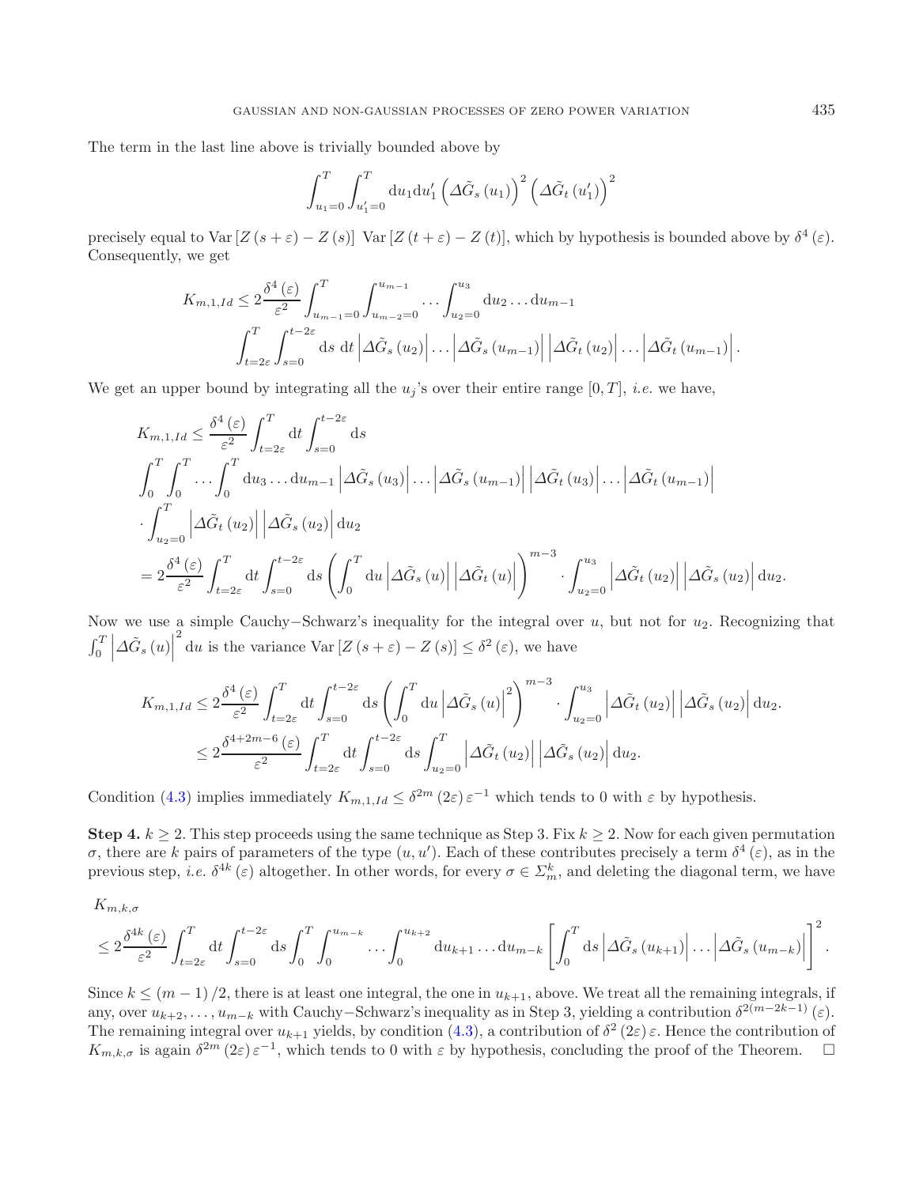The term in the last line above is trivially bounded above by

$$\int_{u_1=0}^{T}\int_{u_1'=0}^{T} \mathrm{d}u_1 \mathrm{d}u_1' \left(\Delta\tilde{G}_s(u_1)\right)^2 \left(\Delta\tilde{G}_t(u_1')\right)^2$$

precisely equal to $\mathrm{Var}\left[Z(s+\varepsilon)-Z(s)\right]$ $\mathrm{Var}\left[Z(t+\varepsilon)-Z(t)\right]$, which by hypothesis is bounded above by $\delta^4(\varepsilon)$. Consequently, we get

$$K_{m,1,Id} \leq 2\frac{\delta^4(\varepsilon)}{\varepsilon^2}\int_{u_{m-1}=0}^{T}\int_{u_{m-2}=0}^{u_{m-1}}\cdots\int_{u_2=0}^{u_3}\mathrm{d}u_2\ldots\mathrm{d}u_{m-1}$$
$$\int_{t=2\varepsilon}^{T}\int_{s=0}^{t-2\varepsilon}\mathrm{d}s\;\mathrm{d}t\left|\Delta\tilde{G}_s(u_2)\right|\ldots\left|\Delta\tilde{G}_s(u_{m-1})\right|\left|\Delta\tilde{G}_t(u_2)\right|\ldots\left|\Delta\tilde{G}_t(u_{m-1})\right|.$$

We get an upper bound by integrating all the $u_j$'s over their entire range $[0,T]$, *i.e.* we have,

$$K_{m,1,Id} \leq \frac{\delta^4(\varepsilon)}{\varepsilon^2}\int_{t=2\varepsilon}^{T}\mathrm{d}t\int_{s=0}^{t-2\varepsilon}\mathrm{d}s$$
$$\int_0^T\int_0^T\cdots\int_0^T\mathrm{d}u_3\ldots\mathrm{d}u_{m-1}\left|\Delta\tilde{G}_s(u_3)\right|\ldots\left|\Delta\tilde{G}_s(u_{m-1})\right|\left|\Delta\tilde{G}_t(u_3)\right|\ldots\left|\Delta\tilde{G}_t(u_{m-1})\right|$$
$$\cdot\int_{u_2=0}^{T}\left|\Delta\tilde{G}_t(u_2)\right|\left|\Delta\tilde{G}_s(u_2)\right|\mathrm{d}u_2$$
$$= 2\frac{\delta^4(\varepsilon)}{\varepsilon^2}\int_{t=2\varepsilon}^{T}\mathrm{d}t\int_{s=0}^{t-2\varepsilon}\mathrm{d}s\left(\int_0^T\mathrm{d}u\left|\Delta\tilde{G}_s(u)\right|\left|\Delta\tilde{G}_t(u)\right|\right)^{m-3}\cdot\int_{u_2=0}^{u_3}\left|\Delta\tilde{G}_t(u_2)\right|\left|\Delta\tilde{G}_s(u_2)\right|\mathrm{d}u_2.$$

Now we use a simple Cauchy−Schwarz's inequality for the integral over $u$, but not for $u_2$. Recognizing that $\int_0^T\left|\Delta\tilde{G}_s(u)\right|^2\mathrm{d}u$ is the variance $\mathrm{Var}\left[Z(s+\varepsilon)-Z(s)\right]\leq\delta^2(\varepsilon)$, we have

$$K_{m,1,Id} \leq 2\frac{\delta^4(\varepsilon)}{\varepsilon^2}\int_{t=2\varepsilon}^{T}\mathrm{d}t\int_{s=0}^{t-2\varepsilon}\mathrm{d}s\left(\int_0^T\mathrm{d}u\left|\Delta\tilde{G}_s(u)\right|^2\right)^{m-3}\cdot\int_{u_2=0}^{u_3}\left|\Delta\tilde{G}_t(u_2)\right|\left|\Delta\tilde{G}_s(u_2)\right|\mathrm{d}u_2.$$
$$\leq 2\frac{\delta^{4+2m-6}(\varepsilon)}{\varepsilon^2}\int_{t=2\varepsilon}^{T}\mathrm{d}t\int_{s=0}^{t-2\varepsilon}\mathrm{d}s\int_{u_2=0}^{T}\left|\Delta\tilde{G}_t(u_2)\right|\left|\Delta\tilde{G}_s(u_2)\right|\mathrm{d}u_2.$$

Condition (4.3) implies immediately $K_{m,1,Id}\leq\delta^{2m}(2\varepsilon)\varepsilon^{-1}$ which tends to 0 with $\varepsilon$ by hypothesis.

**Step 4.** $k\geq 2$. This step proceeds using the same technique as Step 3. Fix $k\geq 2$. Now for each given permutation $\sigma$, there are $k$ pairs of parameters of the type $(u,u')$. Each of these contributes precisely a term $\delta^4(\varepsilon)$, as in the previous step, *i.e.* $\delta^{4k}(\varepsilon)$ altogether. In other words, for every $\sigma\in\Sigma_m^k$, and deleting the diagonal term, we have

$$K_{m,k,\sigma}$$
$$\leq 2\frac{\delta^{4k}(\varepsilon)}{\varepsilon^2}\int_{t=2\varepsilon}^{T}\mathrm{d}t\int_{s=0}^{t-2\varepsilon}\mathrm{d}s\int_0^T\int_0^{u_{m-k}}\cdots\int_0^{u_{k+2}}\mathrm{d}u_{k+1}\ldots\mathrm{d}u_{m-k}\left[\int_0^T\mathrm{d}s\left|\Delta\tilde{G}_s(u_{k+1})\right|\ldots\left|\Delta\tilde{G}_s(u_{m-k})\right|\right]^2.$$

Since $k\leq(m-1)/2$, there is at least one integral, the one in $u_{k+1}$, above. We treat all the remaining integrals, if any, over $u_{k+2},\ldots,u_{m-k}$ with Cauchy−Schwarz's inequality as in Step 3, yielding a contribution $\delta^{2(m-2k-1)}(\varepsilon)$. The remaining integral over $u_{k+1}$ yields, by condition (4.3), a contribution of $\delta^2(2\varepsilon)\varepsilon$. Hence the contribution of $K_{m,k,\sigma}$ is again $\delta^{2m}(2\varepsilon)\varepsilon^{-1}$, which tends to 0 with $\varepsilon$ by hypothesis, concluding the proof of the Theorem. □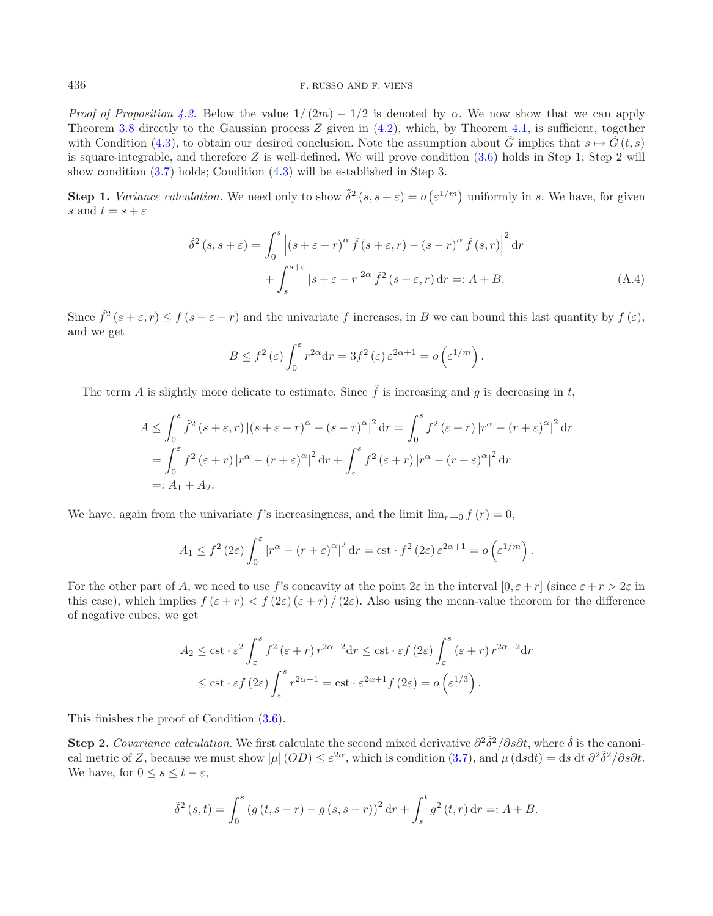*Proof of Proposition 4.2.* Below the value $1/(2m) - 1/2$ is denoted by $\alpha$. We now show that we can apply Theorem 3.8 directly to the Gaussian process $Z$ given in (4.2), which, by Theorem 4.1, is sufficient, together with Condition (4.3), to obtain our desired conclusion. Note the assumption about $\tilde{G}$ implies that $s \mapsto \tilde{G}(t,s)$ is square-integrable, and therefore $Z$ is well-defined. We will prove condition (3.6) holds in Step 1; Step 2 will show condition (3.7) holds; Condition (4.3) will be established in Step 3.

**Step 1.** *Variance calculation.* We need only to show $\tilde{\delta}^2(s, s+\varepsilon) = o\left(\varepsilon^{1/m}\right)$ uniformly in $s$. We have, for given $s$ and $t = s + \varepsilon$

$$
\begin{aligned}
\tilde{\delta}^2(s, s+\varepsilon) = &\int_0^s \left|(s+\varepsilon-r)^\alpha \tilde{f}(s+\varepsilon, r) - (s-r)^\alpha \tilde{f}(s,r)\right|^2 \mathrm{d}r \\
&+ \int_s^{s+\varepsilon} |s+\varepsilon-r|^{2\alpha} \tilde{f}^2(s+\varepsilon, r)\,\mathrm{d}r =: A + B.
\end{aligned}
\tag{A.4}
$$

Since $\tilde{f}^2(s+\varepsilon, r) \le f(s+\varepsilon-r)$ and the univariate $f$ increases, in $B$ we can bound this last quantity by $f(\varepsilon)$, and we get

$$
B \le f^2(\varepsilon) \int_0^\varepsilon r^{2\alpha}\mathrm{d}r = 3 f^2(\varepsilon)\,\varepsilon^{2\alpha+1} = o\left(\varepsilon^{1/m}\right).
$$

The term $A$ is slightly more delicate to estimate. Since $\tilde{f}$ is increasing and $g$ is decreasing in $t$,

$$
\begin{aligned}
A &\le \int_0^s \tilde{f}^2(s+\varepsilon, r)\left|(s+\varepsilon-r)^\alpha - (s-r)^\alpha\right|^2 \mathrm{d}r = \int_0^s f^2(\varepsilon+r)\left|r^\alpha - (r+\varepsilon)^\alpha\right|^2 \mathrm{d}r \\
&= \int_0^\varepsilon f^2(\varepsilon+r)\left|r^\alpha - (r+\varepsilon)^\alpha\right|^2 \mathrm{d}r + \int_\varepsilon^s f^2(\varepsilon+r)\left|r^\alpha - (r+\varepsilon)^\alpha\right|^2 \mathrm{d}r \\
&=: A_1 + A_2.
\end{aligned}
$$

We have, again from the univariate $f$'s increasingness, and the limit $\lim_{r\to 0} f(r) = 0$,

$$
A_1 \le f^2(2\varepsilon) \int_0^\varepsilon \left|r^\alpha - (r+\varepsilon)^\alpha\right|^2 \mathrm{d}r = \mathrm{cst} \cdot f^2(2\varepsilon)\,\varepsilon^{2\alpha+1} = o\left(\varepsilon^{1/m}\right).
$$

For the other part of $A$, we need to use $f$'s concavity at the point $2\varepsilon$ in the interval $[0, \varepsilon+r]$ (since $\varepsilon + r > 2\varepsilon$ in this case), which implies $f(\varepsilon+r) < f(2\varepsilon)(\varepsilon+r)/(2\varepsilon)$. Also using the mean-value theorem for the difference of negative cubes, we get

$$
\begin{aligned}
A_2 &\le \mathrm{cst} \cdot \varepsilon^2 \int_\varepsilon^s f^2(\varepsilon+r)\, r^{2\alpha-2}\mathrm{d}r \le \mathrm{cst} \cdot \varepsilon f(2\varepsilon) \int_\varepsilon^s (\varepsilon+r)\, r^{2\alpha-2}\mathrm{d}r \\
&\le \mathrm{cst} \cdot \varepsilon f(2\varepsilon) \int_\varepsilon^s r^{2\alpha-1} = \mathrm{cst} \cdot \varepsilon^{2\alpha+1} f(2\varepsilon) = o\left(\varepsilon^{1/3}\right).
\end{aligned}
$$

This finishes the proof of Condition (3.6).

**Step 2.** *Covariance calculation.* We first calculate the second mixed derivative $\partial^2\tilde{\delta}^2/\partial s\partial t$, where $\tilde{\delta}$ is the canonical metric of $Z$, because we must show $|\mu|(OD) \le \varepsilon^{2\alpha}$, which is condition (3.7), and $\mu(\mathrm{d}s\mathrm{d}t) = \mathrm{d}s\ \mathrm{d}t\ \partial^2\tilde{\delta}^2/\partial s\partial t$. We have, for $0 \le s \le t - \varepsilon$,

$$
\tilde{\delta}^2(s,t) = \int_0^s \left(g(t, s-r) - g(s, s-r)\right)^2 \mathrm{d}r + \int_s^t g^2(t,r)\,\mathrm{d}r =: A + B.
$$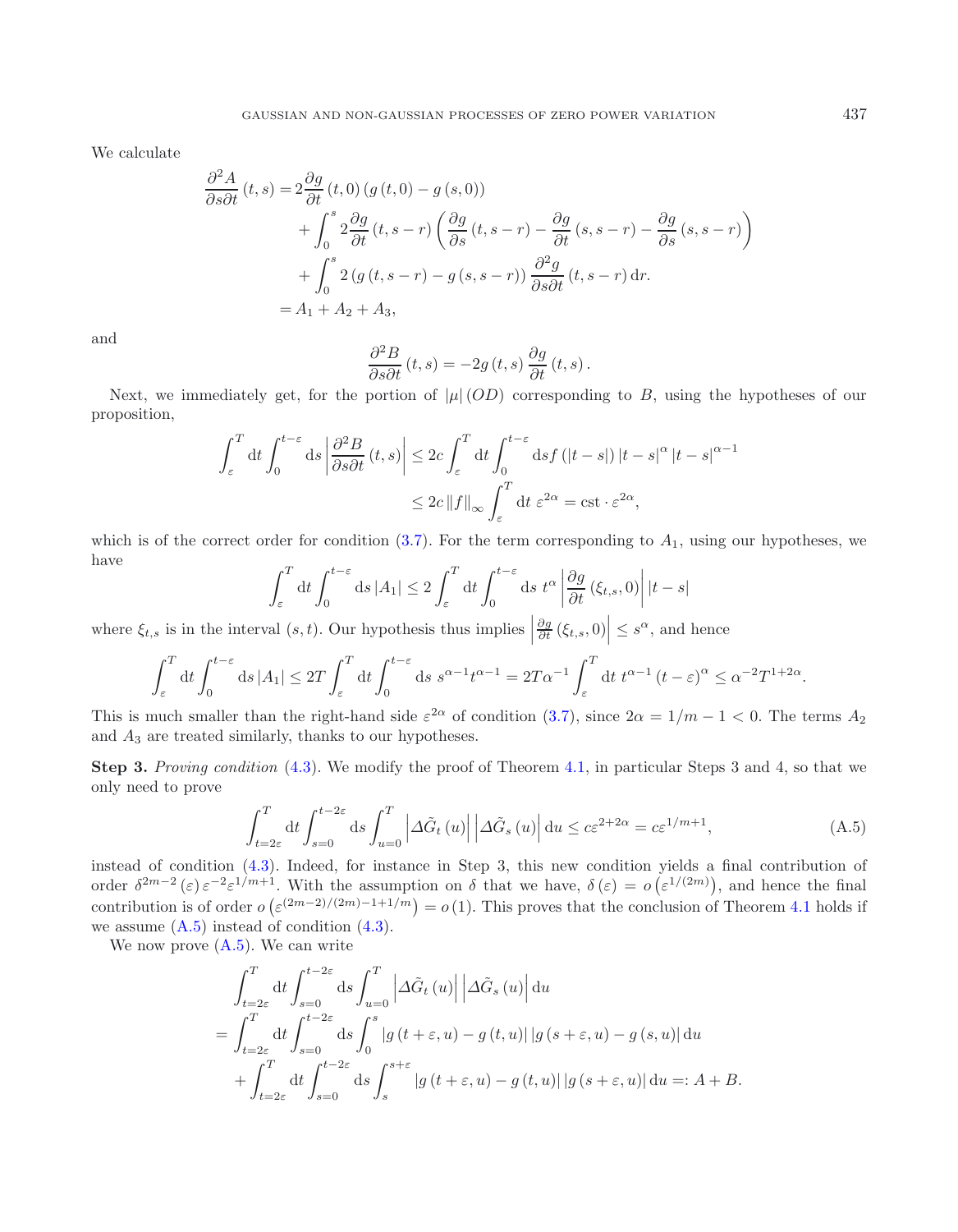We calculate

$$
\begin{aligned}
\frac{\partial^2 A}{\partial s \partial t}(t,s) &= 2\frac{\partial g}{\partial t}(t,0)\left(g(t,0)-g(s,0)\right) \\
&\quad + \int_0^s 2\frac{\partial g}{\partial t}(t,s-r)\left(\frac{\partial g}{\partial s}(t,s-r)-\frac{\partial g}{\partial t}(s,s-r)-\frac{\partial g}{\partial s}(s,s-r)\right) \\
&\quad + \int_0^s 2\left(g(t,s-r)-g(s,s-r)\right)\frac{\partial^2 g}{\partial s \partial t}(t,s-r)\,\mathrm{d}r. \\
&= A_1 + A_2 + A_3,
\end{aligned}
$$

and

$$
\frac{\partial^2 B}{\partial s \partial t}(t,s) = -2g(t,s)\frac{\partial g}{\partial t}(t,s).
$$

Next, we immediately get, for the portion of $|\mu|(OD)$ corresponding to $B$, using the hypotheses of our proposition,

$$
\begin{aligned}
\int_\varepsilon^T \mathrm{d}t \int_0^{t-\varepsilon} \mathrm{d}s \left|\frac{\partial^2 B}{\partial s \partial t}(t,s)\right| &\leq 2c \int_\varepsilon^T \mathrm{d}t \int_0^{t-\varepsilon} \mathrm{d}s f(|t-s|)\,|t-s|^\alpha\,|t-s|^{\alpha-1} \\
&\leq 2c\,\|f\|_\infty \int_\varepsilon^T \mathrm{d}t\ \varepsilon^{2\alpha} = \mathrm{cst}\cdot\varepsilon^{2\alpha},
\end{aligned}
$$

which is of the correct order for condition (3.7). For the term corresponding to $A_1$, using our hypotheses, we have

$$
\int_\varepsilon^T \mathrm{d}t \int_0^{t-\varepsilon} \mathrm{d}s\,|A_1| \leq 2\int_\varepsilon^T \mathrm{d}t \int_0^{t-\varepsilon} \mathrm{d}s\ t^\alpha \left|\frac{\partial g}{\partial t}(\xi_{t,s},0)\right| |t-s|
$$

where $\xi_{t,s}$ is in the interval $(s,t)$. Our hypothesis thus implies $\left|\frac{\partial g}{\partial t}(\xi_{t,s},0)\right| \leq s^\alpha$, and hence

$$
\int_\varepsilon^T \mathrm{d}t \int_0^{t-\varepsilon} \mathrm{d}s\,|A_1| \leq 2T\int_\varepsilon^T \mathrm{d}t \int_0^{t-\varepsilon} \mathrm{d}s\ s^{\alpha-1}t^{\alpha-1} = 2T\alpha^{-1}\int_\varepsilon^T \mathrm{d}t\ t^{\alpha-1}(t-\varepsilon)^\alpha \leq \alpha^{-2}T^{1+2\alpha}.
$$

This is much smaller than the right-hand side $\varepsilon^{2\alpha}$ of condition (3.7), since $2\alpha = 1/m - 1 < 0$. The terms $A_2$ and $A_3$ are treated similarly, thanks to our hypotheses.

**Step 3.** *Proving condition* (4.3). We modify the proof of Theorem 4.1, in particular Steps 3 and 4, so that we only need to prove

$$
\int_{t=2\varepsilon}^T \mathrm{d}t \int_{s=0}^{t-2\varepsilon} \mathrm{d}s \int_{u=0}^T \left|\Delta\tilde{G}_t(u)\right| \left|\Delta\tilde{G}_s(u)\right| \mathrm{d}u \leq c\varepsilon^{2+2\alpha} = c\varepsilon^{1/m+1}, \tag{A.5}
$$

instead of condition (4.3). Indeed, for instance in Step 3, this new condition yields a final contribution of order $\delta^{2m-2}(\varepsilon)\varepsilon^{-2}\varepsilon^{1/m+1}$. With the assumption on $\delta$ that we have, $\delta(\varepsilon) = o\left(\varepsilon^{1/(2m)}\right)$, and hence the final contribution is of order $o\left(\varepsilon^{(2m-2)/(2m)-1+1/m}\right) = o(1)$. This proves that the conclusion of Theorem 4.1 holds if we assume (A.5) instead of condition (4.3).

We now prove (A.5). We can write

$$
\begin{aligned}
&\int_{t=2\varepsilon}^T \mathrm{d}t \int_{s=0}^{t-2\varepsilon} \mathrm{d}s \int_{u=0}^T \left|\Delta\tilde{G}_t(u)\right| \left|\Delta\tilde{G}_s(u)\right| \mathrm{d}u \\
&= \int_{t=2\varepsilon}^T \mathrm{d}t \int_{s=0}^{t-2\varepsilon} \mathrm{d}s \int_0^s |g(t+\varepsilon,u)-g(t,u)|\,|g(s+\varepsilon,u)-g(s,u)|\,\mathrm{d}u \\
&\quad + \int_{t=2\varepsilon}^T \mathrm{d}t \int_{s=0}^{t-2\varepsilon} \mathrm{d}s \int_s^{s+\varepsilon} |g(t+\varepsilon,u)-g(t,u)|\,|g(s+\varepsilon,u)|\,\mathrm{d}u =: A + B.
\end{aligned}
$$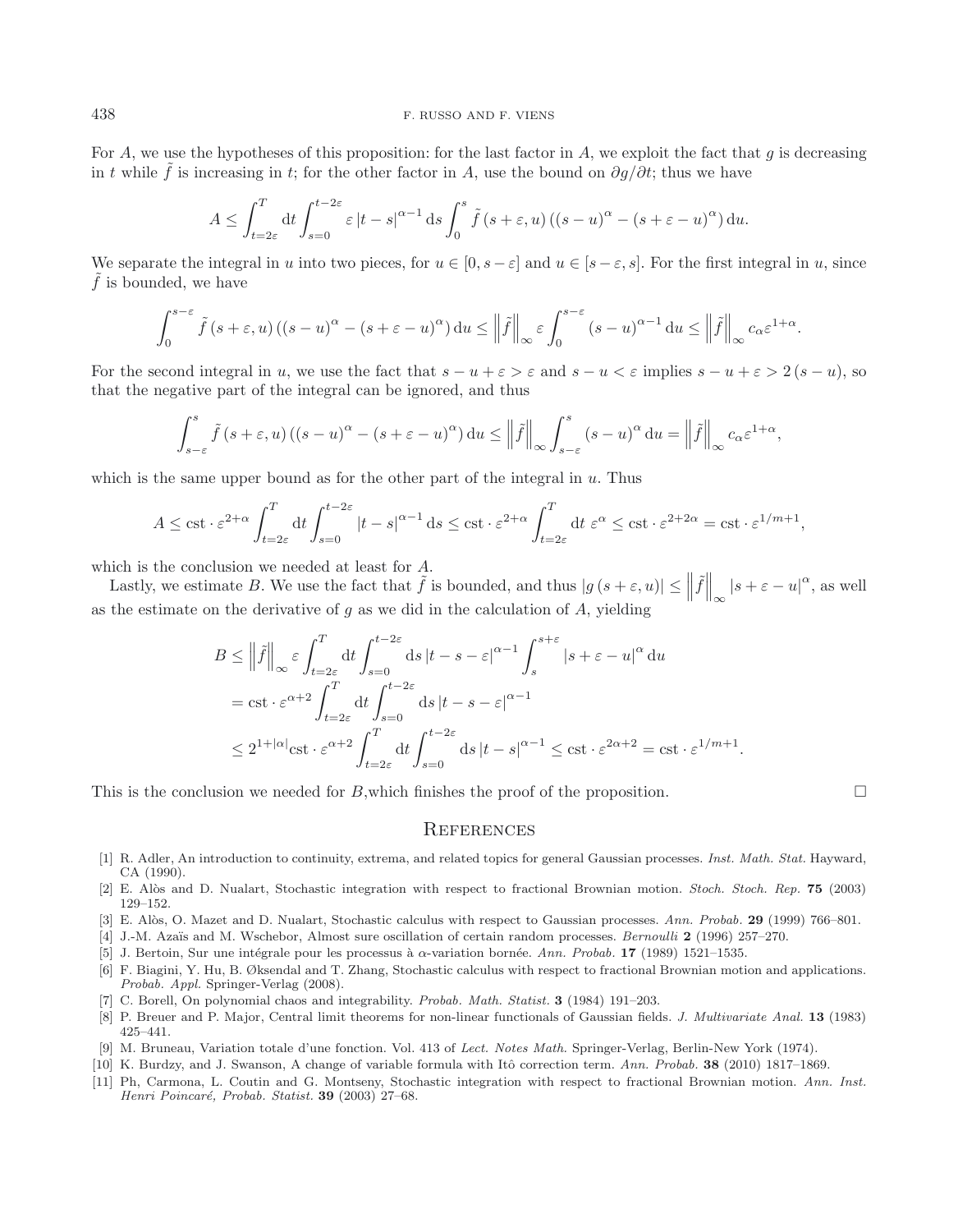For $A$, we use the hypotheses of this proposition: for the last factor in $A$, we exploit the fact that $g$ is decreasing in $t$ while $\tilde{f}$ is increasing in $t$; for the other factor in $A$, use the bound on $\partial g/\partial t$; thus we have

$$A \leq \int_{t=2\varepsilon}^{T} \mathrm{d}t \int_{s=0}^{t-2\varepsilon} \varepsilon \left|t-s\right|^{\alpha-1} \mathrm{d}s \int_{0}^{s} \tilde{f}\left(s+\varepsilon, u\right) \left(\left(s-u\right)^{\alpha} - \left(s+\varepsilon-u\right)^{\alpha}\right) \mathrm{d}u.$$

We separate the integral in $u$ into two pieces, for $u \in [0, s-\varepsilon]$ and $u \in [s-\varepsilon, s]$. For the first integral in $u$, since $\tilde{f}$ is bounded, we have

$$\int_{0}^{s-\varepsilon} \tilde{f}\left(s+\varepsilon, u\right) \left(\left(s-u\right)^{\alpha} - \left(s+\varepsilon-u\right)^{\alpha}\right) \mathrm{d}u \leq \left\|\tilde{f}\right\|_{\infty} \varepsilon \int_{0}^{s-\varepsilon} \left(s-u\right)^{\alpha-1} \mathrm{d}u \leq \left\|\tilde{f}\right\|_{\infty} c_{\alpha} \varepsilon^{1+\alpha}.$$

For the second integral in $u$, we use the fact that $s-u+\varepsilon > \varepsilon$ and $s-u<\varepsilon$ implies $s-u+\varepsilon > 2\left(s-u\right)$, so that the negative part of the integral can be ignored, and thus

$$\int_{s-\varepsilon}^{s} \tilde{f}\left(s+\varepsilon, u\right) \left(\left(s-u\right)^{\alpha} - \left(s+\varepsilon-u\right)^{\alpha}\right) \mathrm{d}u \leq \left\|\tilde{f}\right\|_{\infty} \int_{s-\varepsilon}^{s} \left(s-u\right)^{\alpha} \mathrm{d}u = \left\|\tilde{f}\right\|_{\infty} c_{\alpha} \varepsilon^{1+\alpha},$$

which is the same upper bound as for the other part of the integral in $u$. Thus

$$A \leq \mathrm{cst} \cdot \varepsilon^{2+\alpha} \int_{t=2\varepsilon}^{T} \mathrm{d}t \int_{s=0}^{t-2\varepsilon} \left|t-s\right|^{\alpha-1} \mathrm{d}s \leq \mathrm{cst} \cdot \varepsilon^{2+\alpha} \int_{t=2\varepsilon}^{T} \mathrm{d}t \ \varepsilon^{\alpha} \leq \mathrm{cst} \cdot \varepsilon^{2+2\alpha} = \mathrm{cst} \cdot \varepsilon^{1/m+1},$$

which is the conclusion we needed at least for $A$.

Lastly, we estimate $B$. We use the fact that $\tilde{f}$ is bounded, and thus $\left|g\left(s+\varepsilon, u\right)\right| \leq \left\|\tilde{f}\right\|_{\infty} \left|s+\varepsilon-u\right|^{\alpha}$, as well as the estimate on the derivative of $g$ as we did in the calculation of $A$, yielding

$$\begin{aligned}
B &\leq \left\|\tilde{f}\right\|_{\infty} \varepsilon \int_{t=2\varepsilon}^{T} \mathrm{d}t \int_{s=0}^{t-2\varepsilon} \mathrm{d}s \left|t-s-\varepsilon\right|^{\alpha-1} \int_{s}^{s+\varepsilon} \left|s+\varepsilon-u\right|^{\alpha} \mathrm{d}u \\
&= \mathrm{cst} \cdot \varepsilon^{\alpha+2} \int_{t=2\varepsilon}^{T} \mathrm{d}t \int_{s=0}^{t-2\varepsilon} \mathrm{d}s \left|t-s-\varepsilon\right|^{\alpha-1} \\
&\leq 2^{1+|\alpha|} \mathrm{cst} \cdot \varepsilon^{\alpha+2} \int_{t=2\varepsilon}^{T} \mathrm{d}t \int_{s=0}^{t-2\varepsilon} \mathrm{d}s \left|t-s\right|^{\alpha-1} \leq \mathrm{cst} \cdot \varepsilon^{2\alpha+2} = \mathrm{cst} \cdot \varepsilon^{1/m+1}.
\end{aligned}$$

This is the conclusion we needed for $B$,which finishes the proof of the proposition. □

## References

[1] R. Adler, An introduction to continuity, extrema, and related topics for general Gaussian processes. *Inst. Math. Stat.* Hayward, CA (1990).

[2] E. Alòs and D. Nualart, Stochastic integration with respect to fractional Brownian motion. *Stoch. Stoch. Rep.* **75** (2003) 129–152.

[3] E. Alòs, O. Mazet and D. Nualart, Stochastic calculus with respect to Gaussian processes. *Ann. Probab.* **29** (1999) 766–801.

[4] J.-M. Azaïs and M. Wschebor, Almost sure oscillation of certain random processes. *Bernoulli* **2** (1996) 257–270.

[5] J. Bertoin, Sur une intégrale pour les processus à $\alpha$-variation bornée. *Ann. Probab.* **17** (1989) 1521–1535.

[6] F. Biagini, Y. Hu, B. Øksendal and T. Zhang, Stochastic calculus with respect to fractional Brownian motion and applications. *Probab. Appl.* Springer-Verlag (2008).

[7] C. Borell, On polynomial chaos and integrability. *Probab. Math. Statist.* **3** (1984) 191–203.

[8] P. Breuer and P. Major, Central limit theorems for non-linear functionals of Gaussian fields. *J. Multivariate Anal.* **13** (1983) 425–441.

[9] M. Bruneau, Variation totale d'une fonction. Vol. 413 of *Lect. Notes Math.* Springer-Verlag, Berlin-New York (1974).

[10] K. Burdzy, and J. Swanson, A change of variable formula with Itô correction term. *Ann. Probab.* **38** (2010) 1817–1869.

[11] Ph, Carmona, L. Coutin and G. Montseny, Stochastic integration with respect to fractional Brownian motion. *Ann. Inst. Henri Poincaré, Probab. Statist.* **39** (2003) 27–68.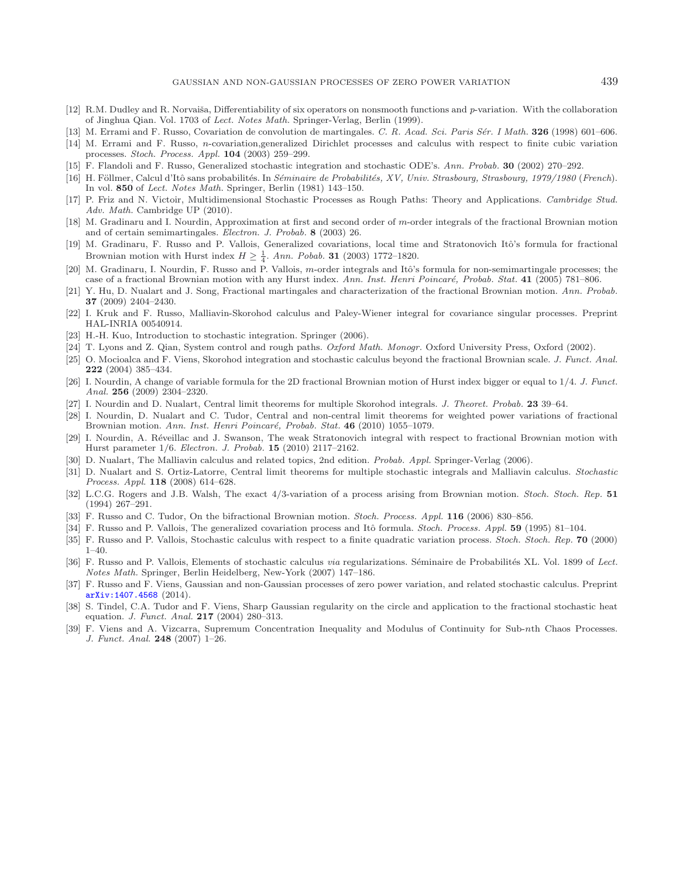[12] R.M. Dudley and R. Norvaiša, Differentiability of six operators on nonsmooth functions and $p$-variation. With the collaboration of Jinghua Qian. Vol. 1703 of *Lect. Notes Math.* Springer-Verlag, Berlin (1999).

[13] M. Errami and F. Russo, Covariation de convolution de martingales. *C. R. Acad. Sci. Paris Sér. I Math.* **326** (1998) 601–606.

[14] M. Errami and F. Russo, $n$-covariation,generalized Dirichlet processes and calculus with respect to finite cubic variation processes. *Stoch. Process. Appl.* **104** (2003) 259–299.

[15] F. Flandoli and F. Russo, Generalized stochastic integration and stochastic ODE's. *Ann. Probab.* **30** (2002) 270–292.

[16] H. Föllmer, Calcul d'Itô sans probabilités. In *Séminaire de Probabilités, XV, Univ. Strasbourg, Strasbourg, 1979/1980* (*French*). In vol. **850** of *Lect. Notes Math.* Springer, Berlin (1981) 143–150.

[17] P. Friz and N. Victoir, Multidimensional Stochastic Processes as Rough Paths: Theory and Applications. *Cambridge Stud. Adv. Math.* Cambridge UP (2010).

[18] M. Gradinaru and I. Nourdin, Approximation at first and second order of $m$-order integrals of the fractional Brownian motion and of certain semimartingales. *Electron. J. Probab.* **8** (2003) 26.

[19] M. Gradinaru, F. Russo and P. Vallois, Generalized covariations, local time and Stratonovich Itô's formula for fractional Brownian motion with Hurst index $H \geq \frac{1}{4}$. *Ann. Pobab.* **31** (2003) 1772–1820.

[20] M. Gradinaru, I. Nourdin, F. Russo and P. Vallois, $m$-order integrals and Itô's formula for non-semimartingale processes; the case of a fractional Brownian motion with any Hurst index. *Ann. Inst. Henri Poincaré, Probab. Stat.* **41** (2005) 781–806.

[21] Y. Hu, D. Nualart and J. Song, Fractional martingales and characterization of the fractional Brownian motion. *Ann. Probab.* **37** (2009) 2404–2430.

[22] I. Kruk and F. Russo, Malliavin-Skorohod calculus and Paley-Wiener integral for covariance singular processes. Preprint HAL-INRIA 00540914.

[23] H.-H. Kuo, Introduction to stochastic integration. Springer (2006).

[24] T. Lyons and Z. Qian, System control and rough paths. *Oxford Math. Monogr.* Oxford University Press, Oxford (2002).

[25] O. Mocioalca and F. Viens, Skorohod integration and stochastic calculus beyond the fractional Brownian scale. *J. Funct. Anal.* **222** (2004) 385–434.

[26] I. Nourdin, A change of variable formula for the 2D fractional Brownian motion of Hurst index bigger or equal to 1/4. *J. Funct. Anal.* **256** (2009) 2304–2320.

[27] I. Nourdin and D. Nualart, Central limit theorems for multiple Skorohod integrals. *J. Theoret. Probab.* **23** 39–64.

[28] I. Nourdin, D. Nualart and C. Tudor, Central and non-central limit theorems for weighted power variations of fractional Brownian motion. *Ann. Inst. Henri Poincaré, Probab. Stat.* **46** (2010) 1055–1079.

[29] I. Nourdin, A. Réveillac and J. Swanson, The weak Stratonovich integral with respect to fractional Brownian motion with Hurst parameter 1/6. *Electron. J. Probab.* **15** (2010) 2117–2162.

[30] D. Nualart, The Malliavin calculus and related topics, 2nd edition. *Probab. Appl.* Springer-Verlag (2006).

[31] D. Nualart and S. Ortiz-Latorre, Central limit theorems for multiple stochastic integrals and Malliavin calculus. *Stochastic Process. Appl.* **118** (2008) 614–628.

[32] L.C.G. Rogers and J.B. Walsh, The exact 4/3-variation of a process arising from Brownian motion. *Stoch. Stoch. Rep.* **51** (1994) 267–291.

[33] F. Russo and C. Tudor, On the bifractional Brownian motion. *Stoch. Process. Appl.* **116** (2006) 830–856.

[34] F. Russo and P. Vallois, The generalized covariation process and Itô formula. *Stoch. Process. Appl.* **59** (1995) 81–104.

[35] F. Russo and P. Vallois, Stochastic calculus with respect to a finite quadratic variation process. *Stoch. Stoch. Rep.* **70** (2000) 1–40.

[36] F. Russo and P. Vallois, Elements of stochastic calculus *via* regularizations. Séminaire de Probabilités XL. Vol. 1899 of *Lect. Notes Math.* Springer, Berlin Heidelberg, New-York (2007) 147–186.

[37] F. Russo and F. Viens, Gaussian and non-Gaussian processes of zero power variation, and related stochastic calculus. Preprint arXiv:1407.4568 (2014).

[38] S. Tindel, C.A. Tudor and F. Viens, Sharp Gaussian regularity on the circle and application to the fractional stochastic heat equation. *J. Funct. Anal.* **217** (2004) 280–313.

[39] F. Viens and A. Vizcarra, Supremum Concentration Inequality and Modulus of Continuity for Sub-$n$th Chaos Processes. *J. Funct. Anal.* **248** (2007) 1–26.